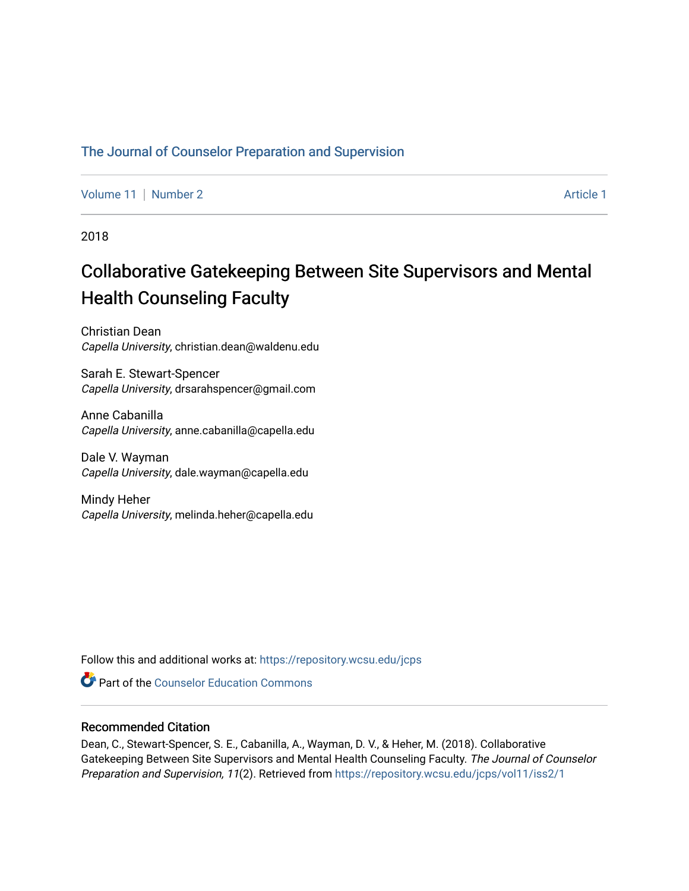The Journal of Counselor Preparation and Supervision

Volume 11 | Number 2 Article 1

2018

# Collaborative Gatekeeping Between Site Supervisors and Mental Health Counseling Faculty

Christian Dean
*Capella University*, christian.dean@waldenu.edu

Sarah E. Stewart-Spencer
*Capella University*, drsarahspencer@gmail.com

Anne Cabanilla
*Capella University*, anne.cabanilla@capella.edu

Dale V. Wayman
*Capella University*, dale.wayman@capella.edu

Mindy Heher
*Capella University*, melinda.heher@capella.edu

Follow this and additional works at: https://repository.wcsu.edu/jcps

Part of the Counselor Education Commons

## Recommended Citation

Dean, C., Stewart-Spencer, S. E., Cabanilla, A., Wayman, D. V., & Heher, M. (2018). Collaborative Gatekeeping Between Site Supervisors and Mental Health Counseling Faculty. *The Journal of Counselor Preparation and Supervision, 11*(2). Retrieved from https://repository.wcsu.edu/jcps/vol11/iss2/1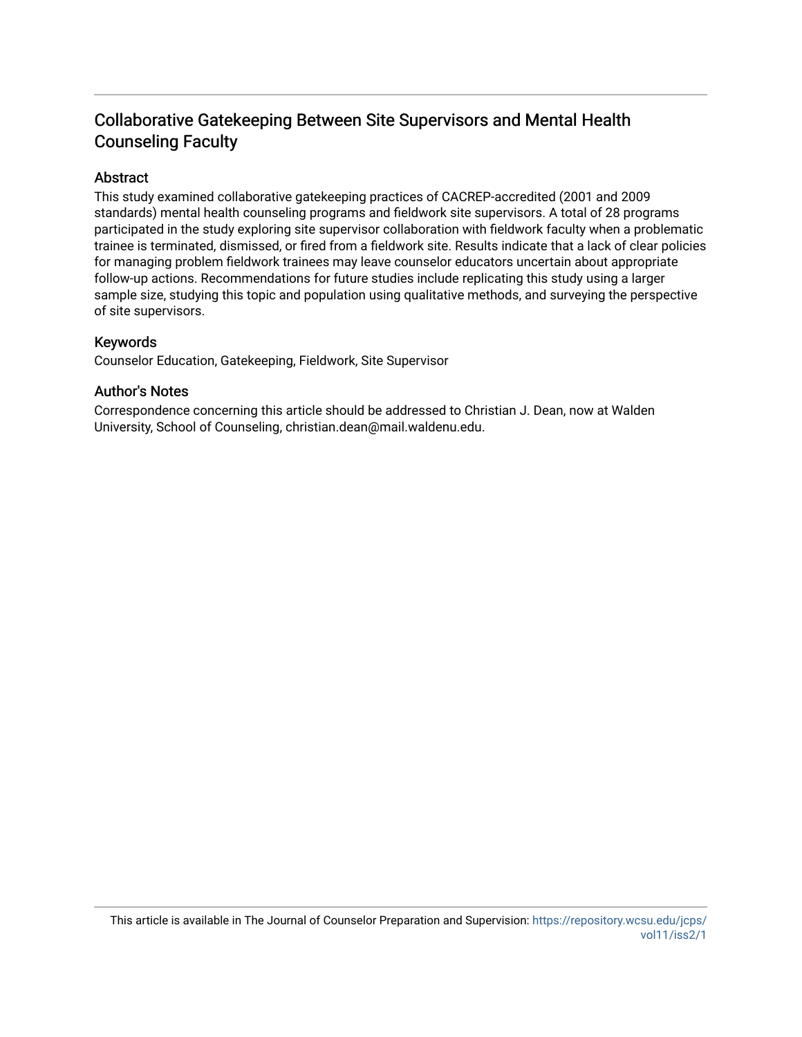# Collaborative Gatekeeping Between Site Supervisors and Mental Health Counseling Faculty

## Abstract

This study examined collaborative gatekeeping practices of CACREP-accredited (2001 and 2009 standards) mental health counseling programs and fieldwork site supervisors. A total of 28 programs participated in the study exploring site supervisor collaboration with fieldwork faculty when a problematic trainee is terminated, dismissed, or fired from a fieldwork site. Results indicate that a lack of clear policies for managing problem fieldwork trainees may leave counselor educators uncertain about appropriate follow-up actions. Recommendations for future studies include replicating this study using a larger sample size, studying this topic and population using qualitative methods, and surveying the perspective of site supervisors.

## Keywords

Counselor Education, Gatekeeping, Fieldwork, Site Supervisor

## Author's Notes

Correspondence concerning this article should be addressed to Christian J. Dean, now at Walden University, School of Counseling, christian.dean@mail.waldenu.edu.

This article is available in The Journal of Counselor Preparation and Supervision: https://repository.wcsu.edu/jcps/vol11/iss2/1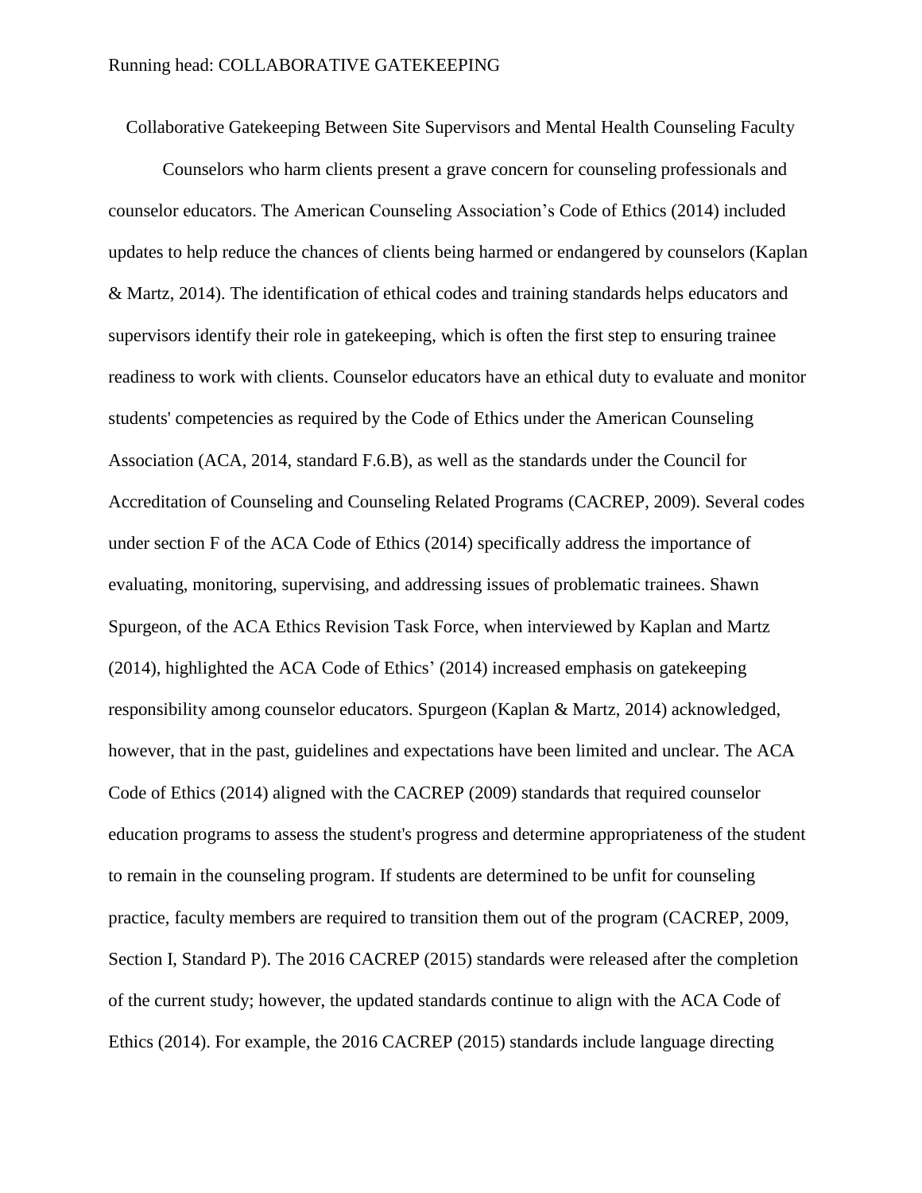# Collaborative Gatekeeping Between Site Supervisors and Mental Health Counseling Faculty

Counselors who harm clients present a grave concern for counseling professionals and counselor educators. The American Counseling Association's Code of Ethics (2014) included updates to help reduce the chances of clients being harmed or endangered by counselors (Kaplan & Martz, 2014). The identification of ethical codes and training standards helps educators and supervisors identify their role in gatekeeping, which is often the first step to ensuring trainee readiness to work with clients. Counselor educators have an ethical duty to evaluate and monitor students' competencies as required by the Code of Ethics under the American Counseling Association (ACA, 2014, standard F.6.B), as well as the standards under the Council for Accreditation of Counseling and Counseling Related Programs (CACREP, 2009). Several codes under section F of the ACA Code of Ethics (2014) specifically address the importance of evaluating, monitoring, supervising, and addressing issues of problematic trainees. Shawn Spurgeon, of the ACA Ethics Revision Task Force, when interviewed by Kaplan and Martz (2014), highlighted the ACA Code of Ethics' (2014) increased emphasis on gatekeeping responsibility among counselor educators. Spurgeon (Kaplan & Martz, 2014) acknowledged, however, that in the past, guidelines and expectations have been limited and unclear. The ACA Code of Ethics (2014) aligned with the CACREP (2009) standards that required counselor education programs to assess the student's progress and determine appropriateness of the student to remain in the counseling program. If students are determined to be unfit for counseling practice, faculty members are required to transition them out of the program (CACREP, 2009, Section I, Standard P). The 2016 CACREP (2015) standards were released after the completion of the current study; however, the updated standards continue to align with the ACA Code of Ethics (2014). For example, the 2016 CACREP (2015) standards include language directing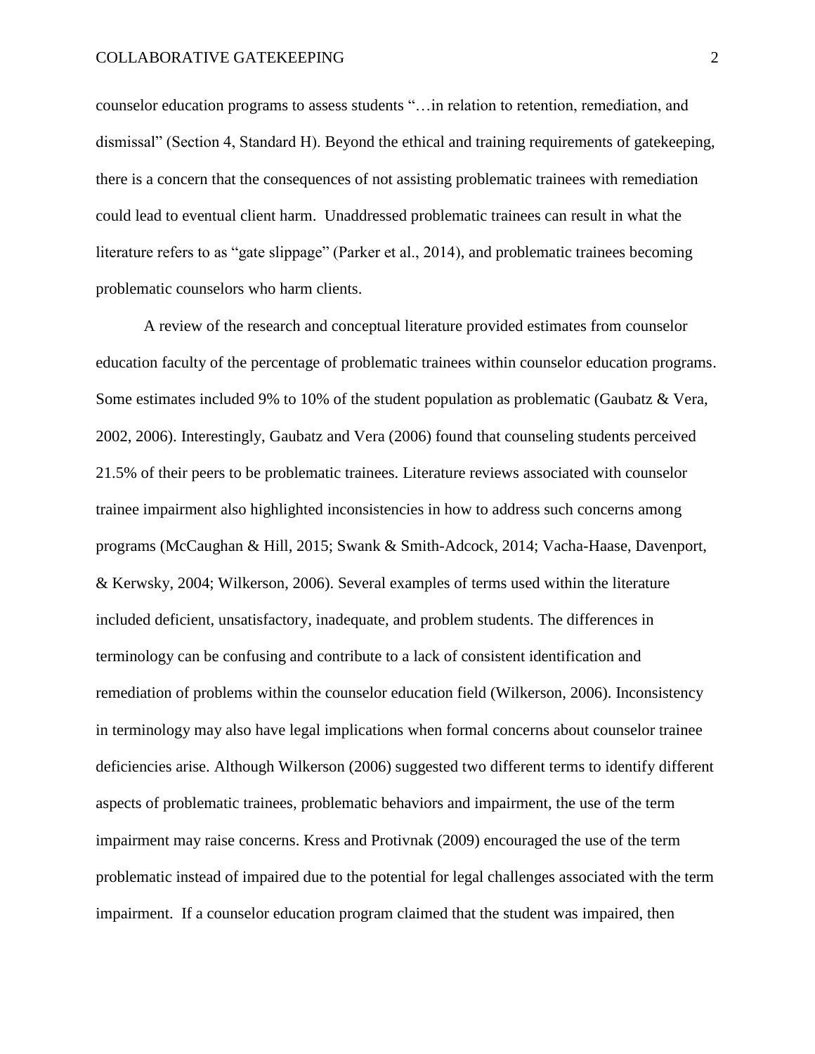counselor education programs to assess students "…in relation to retention, remediation, and dismissal" (Section 4, Standard H). Beyond the ethical and training requirements of gatekeeping, there is a concern that the consequences of not assisting problematic trainees with remediation could lead to eventual client harm. Unaddressed problematic trainees can result in what the literature refers to as "gate slippage" (Parker et al., 2014), and problematic trainees becoming problematic counselors who harm clients.

A review of the research and conceptual literature provided estimates from counselor education faculty of the percentage of problematic trainees within counselor education programs. Some estimates included 9% to 10% of the student population as problematic (Gaubatz & Vera, 2002, 2006). Interestingly, Gaubatz and Vera (2006) found that counseling students perceived 21.5% of their peers to be problematic trainees. Literature reviews associated with counselor trainee impairment also highlighted inconsistencies in how to address such concerns among programs (McCaughan & Hill, 2015; Swank & Smith-Adcock, 2014; Vacha-Haase, Davenport, & Kerwsky, 2004; Wilkerson, 2006). Several examples of terms used within the literature included deficient, unsatisfactory, inadequate, and problem students. The differences in terminology can be confusing and contribute to a lack of consistent identification and remediation of problems within the counselor education field (Wilkerson, 2006). Inconsistency in terminology may also have legal implications when formal concerns about counselor trainee deficiencies arise. Although Wilkerson (2006) suggested two different terms to identify different aspects of problematic trainees, problematic behaviors and impairment, the use of the term impairment may raise concerns. Kress and Protivnak (2009) encouraged the use of the term problematic instead of impaired due to the potential for legal challenges associated with the term impairment. If a counselor education program claimed that the student was impaired, then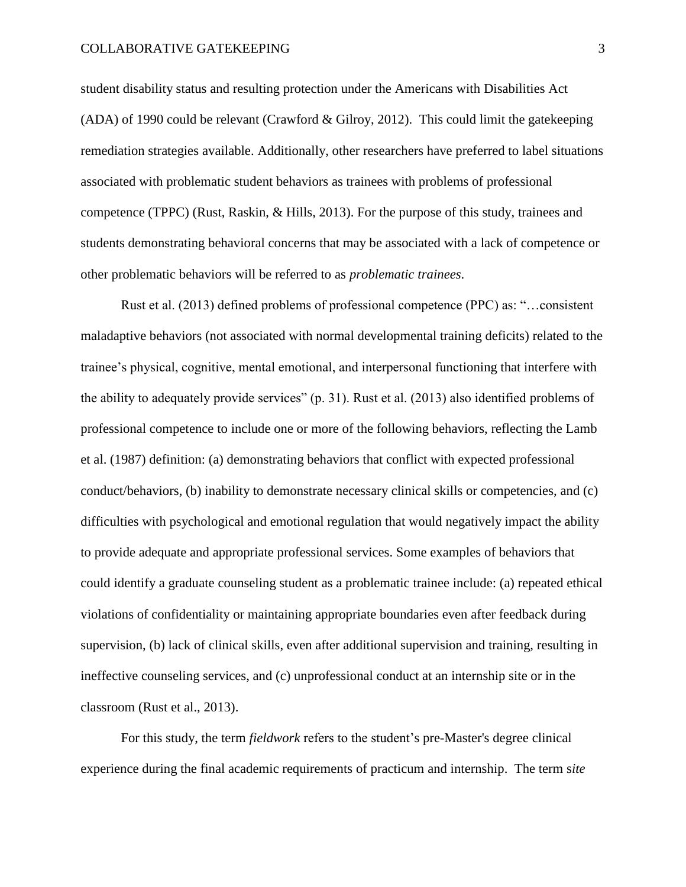student disability status and resulting protection under the Americans with Disabilities Act (ADA) of 1990 could be relevant (Crawford & Gilroy, 2012). This could limit the gatekeeping remediation strategies available. Additionally, other researchers have preferred to label situations associated with problematic student behaviors as trainees with problems of professional competence (TPPC) (Rust, Raskin, & Hills, 2013). For the purpose of this study, trainees and students demonstrating behavioral concerns that may be associated with a lack of competence or other problematic behaviors will be referred to as *problematic trainees*.

Rust et al. (2013) defined problems of professional competence (PPC) as: "…consistent maladaptive behaviors (not associated with normal developmental training deficits) related to the trainee's physical, cognitive, mental emotional, and interpersonal functioning that interfere with the ability to adequately provide services" (p. 31). Rust et al. (2013) also identified problems of professional competence to include one or more of the following behaviors, reflecting the Lamb et al. (1987) definition: (a) demonstrating behaviors that conflict with expected professional conduct/behaviors, (b) inability to demonstrate necessary clinical skills or competencies, and (c) difficulties with psychological and emotional regulation that would negatively impact the ability to provide adequate and appropriate professional services. Some examples of behaviors that could identify a graduate counseling student as a problematic trainee include: (a) repeated ethical violations of confidentiality or maintaining appropriate boundaries even after feedback during supervision, (b) lack of clinical skills, even after additional supervision and training, resulting in ineffective counseling services, and (c) unprofessional conduct at an internship site or in the classroom (Rust et al., 2013).

For this study, the term *fieldwork* refers to the student's pre-Master's degree clinical experience during the final academic requirements of practicum and internship. The term *site*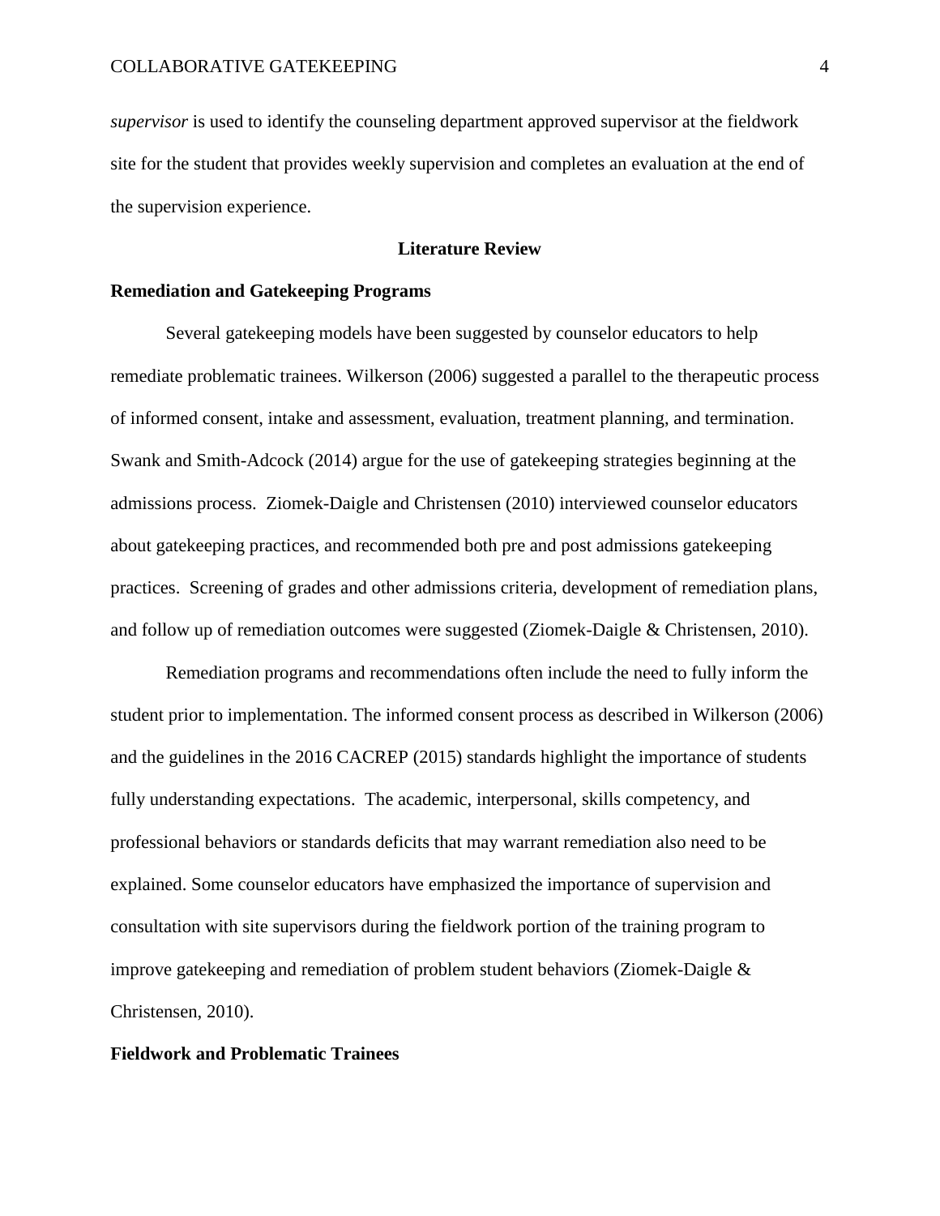*supervisor* is used to identify the counseling department approved supervisor at the fieldwork site for the student that provides weekly supervision and completes an evaluation at the end of the supervision experience.

## Literature Review

### Remediation and Gatekeeping Programs

Several gatekeeping models have been suggested by counselor educators to help remediate problematic trainees. Wilkerson (2006) suggested a parallel to the therapeutic process of informed consent, intake and assessment, evaluation, treatment planning, and termination. Swank and Smith-Adcock (2014) argue for the use of gatekeeping strategies beginning at the admissions process. Ziomek-Daigle and Christensen (2010) interviewed counselor educators about gatekeeping practices, and recommended both pre and post admissions gatekeeping practices. Screening of grades and other admissions criteria, development of remediation plans, and follow up of remediation outcomes were suggested (Ziomek-Daigle & Christensen, 2010).

Remediation programs and recommendations often include the need to fully inform the student prior to implementation. The informed consent process as described in Wilkerson (2006) and the guidelines in the 2016 CACREP (2015) standards highlight the importance of students fully understanding expectations. The academic, interpersonal, skills competency, and professional behaviors or standards deficits that may warrant remediation also need to be explained. Some counselor educators have emphasized the importance of supervision and consultation with site supervisors during the fieldwork portion of the training program to improve gatekeeping and remediation of problem student behaviors (Ziomek-Daigle & Christensen, 2010).

### Fieldwork and Problematic Trainees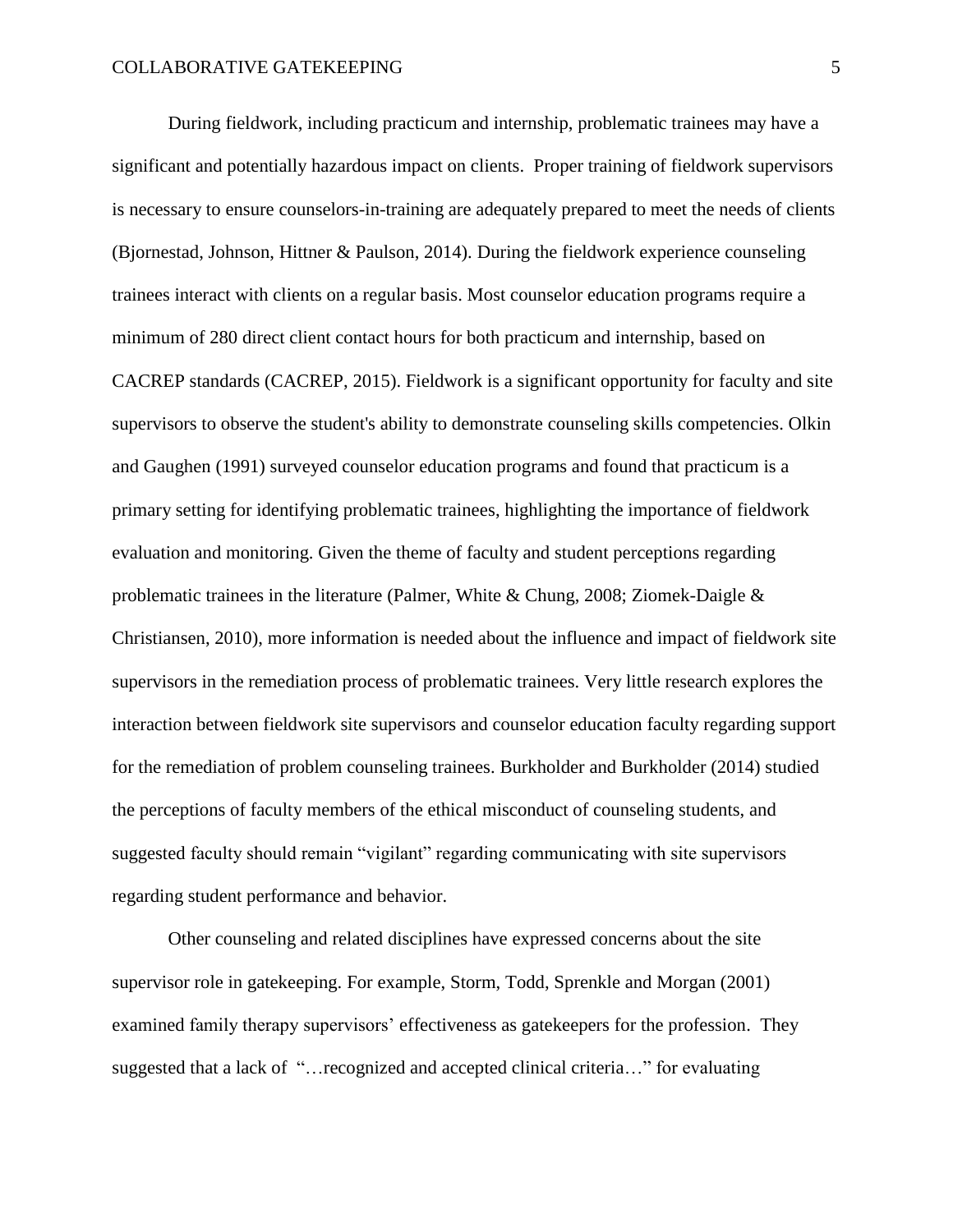During fieldwork, including practicum and internship, problematic trainees may have a significant and potentially hazardous impact on clients. Proper training of fieldwork supervisors is necessary to ensure counselors-in-training are adequately prepared to meet the needs of clients (Bjornestad, Johnson, Hittner & Paulson, 2014). During the fieldwork experience counseling trainees interact with clients on a regular basis. Most counselor education programs require a minimum of 280 direct client contact hours for both practicum and internship, based on CACREP standards (CACREP, 2015). Fieldwork is a significant opportunity for faculty and site supervisors to observe the student's ability to demonstrate counseling skills competencies. Olkin and Gaughen (1991) surveyed counselor education programs and found that practicum is a primary setting for identifying problematic trainees, highlighting the importance of fieldwork evaluation and monitoring. Given the theme of faculty and student perceptions regarding problematic trainees in the literature (Palmer, White & Chung, 2008; Ziomek-Daigle & Christiansen, 2010), more information is needed about the influence and impact of fieldwork site supervisors in the remediation process of problematic trainees. Very little research explores the interaction between fieldwork site supervisors and counselor education faculty regarding support for the remediation of problem counseling trainees. Burkholder and Burkholder (2014) studied the perceptions of faculty members of the ethical misconduct of counseling students, and suggested faculty should remain "vigilant" regarding communicating with site supervisors regarding student performance and behavior.

Other counseling and related disciplines have expressed concerns about the site supervisor role in gatekeeping. For example, Storm, Todd, Sprenkle and Morgan (2001) examined family therapy supervisors' effectiveness as gatekeepers for the profession. They suggested that a lack of "…recognized and accepted clinical criteria…" for evaluating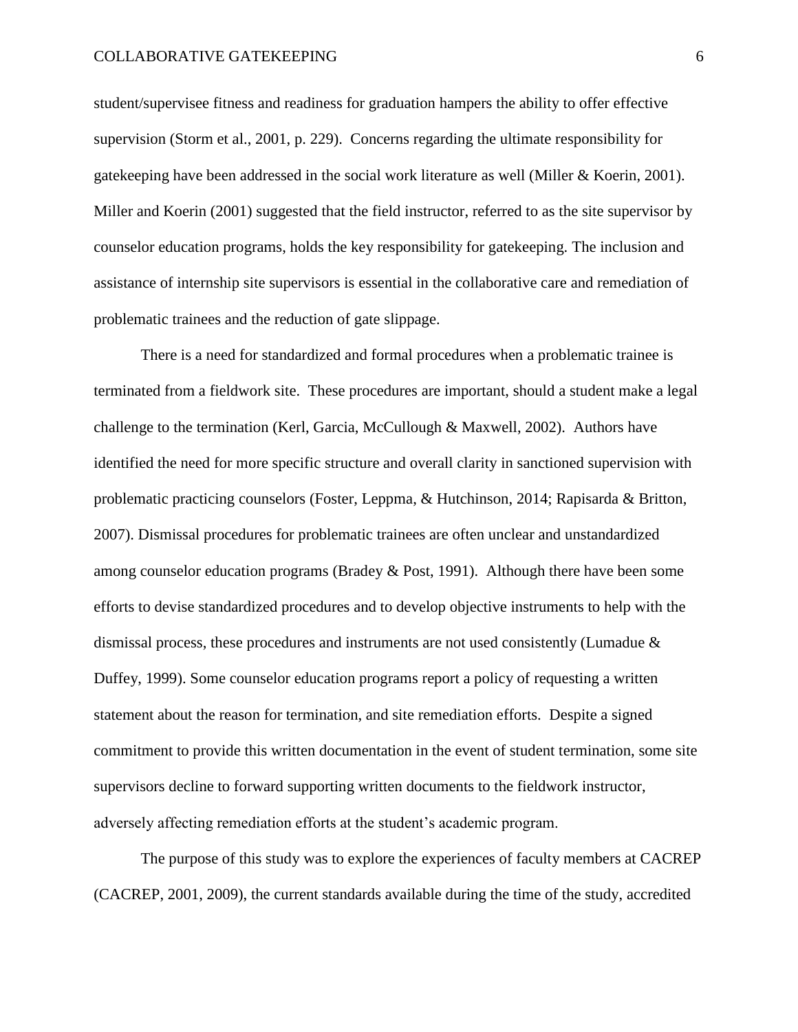student/supervisee fitness and readiness for graduation hampers the ability to offer effective supervision (Storm et al., 2001, p. 229). Concerns regarding the ultimate responsibility for gatekeeping have been addressed in the social work literature as well (Miller & Koerin, 2001). Miller and Koerin (2001) suggested that the field instructor, referred to as the site supervisor by counselor education programs, holds the key responsibility for gatekeeping. The inclusion and assistance of internship site supervisors is essential in the collaborative care and remediation of problematic trainees and the reduction of gate slippage.

There is a need for standardized and formal procedures when a problematic trainee is terminated from a fieldwork site. These procedures are important, should a student make a legal challenge to the termination (Kerl, Garcia, McCullough & Maxwell, 2002). Authors have identified the need for more specific structure and overall clarity in sanctioned supervision with problematic practicing counselors (Foster, Leppma, & Hutchinson, 2014; Rapisarda & Britton, 2007). Dismissal procedures for problematic trainees are often unclear and unstandardized among counselor education programs (Bradey & Post, 1991). Although there have been some efforts to devise standardized procedures and to develop objective instruments to help with the dismissal process, these procedures and instruments are not used consistently (Lumadue & Duffey, 1999). Some counselor education programs report a policy of requesting a written statement about the reason for termination, and site remediation efforts. Despite a signed commitment to provide this written documentation in the event of student termination, some site supervisors decline to forward supporting written documents to the fieldwork instructor, adversely affecting remediation efforts at the student's academic program.

The purpose of this study was to explore the experiences of faculty members at CACREP (CACREP, 2001, 2009), the current standards available during the time of the study, accredited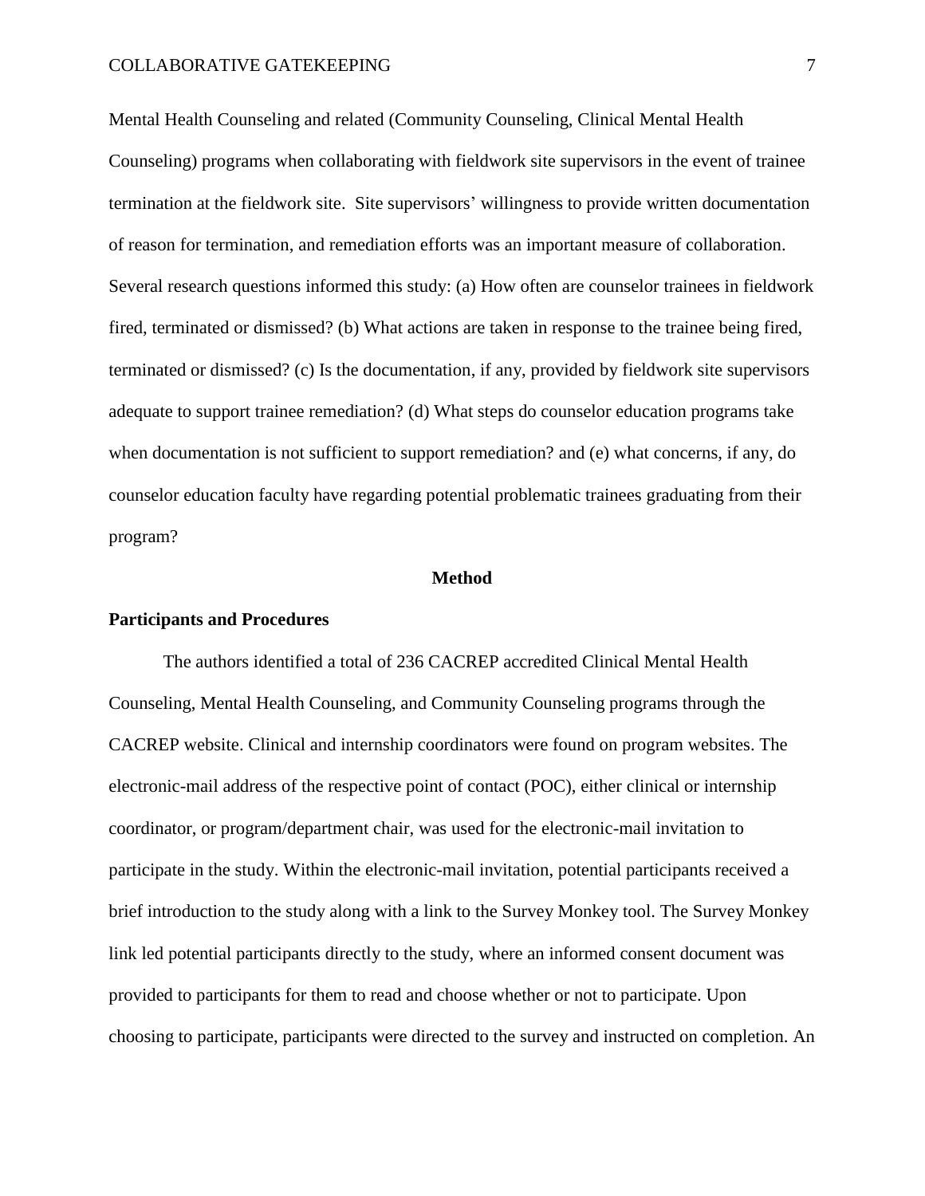Mental Health Counseling and related (Community Counseling, Clinical Mental Health Counseling) programs when collaborating with fieldwork site supervisors in the event of trainee termination at the fieldwork site. Site supervisors' willingness to provide written documentation of reason for termination, and remediation efforts was an important measure of collaboration. Several research questions informed this study: (a) How often are counselor trainees in fieldwork fired, terminated or dismissed? (b) What actions are taken in response to the trainee being fired, terminated or dismissed? (c) Is the documentation, if any, provided by fieldwork site supervisors adequate to support trainee remediation? (d) What steps do counselor education programs take when documentation is not sufficient to support remediation? and (e) what concerns, if any, do counselor education faculty have regarding potential problematic trainees graduating from their program?

## Method

### Participants and Procedures

The authors identified a total of 236 CACREP accredited Clinical Mental Health Counseling, Mental Health Counseling, and Community Counseling programs through the CACREP website. Clinical and internship coordinators were found on program websites. The electronic-mail address of the respective point of contact (POC), either clinical or internship coordinator, or program/department chair, was used for the electronic-mail invitation to participate in the study. Within the electronic-mail invitation, potential participants received a brief introduction to the study along with a link to the Survey Monkey tool. The Survey Monkey link led potential participants directly to the study, where an informed consent document was provided to participants for them to read and choose whether or not to participate. Upon choosing to participate, participants were directed to the survey and instructed on completion. An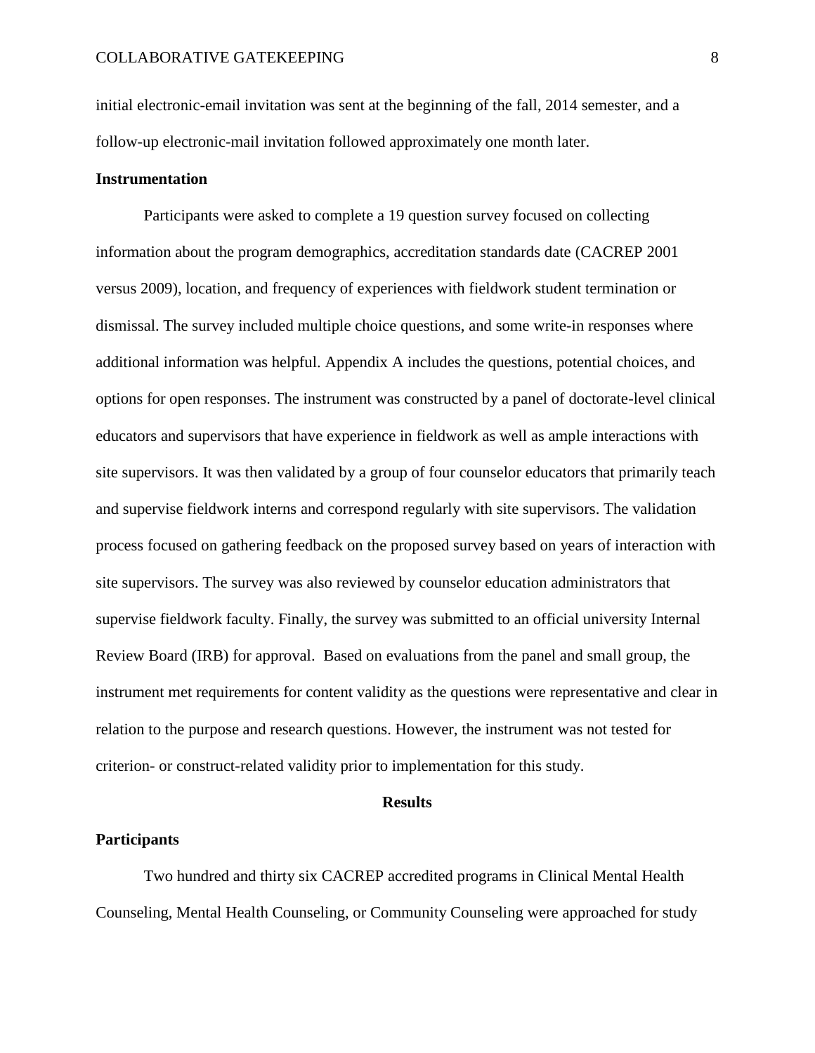initial electronic-email invitation was sent at the beginning of the fall, 2014 semester, and a follow-up electronic-mail invitation followed approximately one month later.

### Instrumentation

Participants were asked to complete a 19 question survey focused on collecting information about the program demographics, accreditation standards date (CACREP 2001 versus 2009), location, and frequency of experiences with fieldwork student termination or dismissal. The survey included multiple choice questions, and some write-in responses where additional information was helpful. Appendix A includes the questions, potential choices, and options for open responses. The instrument was constructed by a panel of doctorate-level clinical educators and supervisors that have experience in fieldwork as well as ample interactions with site supervisors. It was then validated by a group of four counselor educators that primarily teach and supervise fieldwork interns and correspond regularly with site supervisors. The validation process focused on gathering feedback on the proposed survey based on years of interaction with site supervisors. The survey was also reviewed by counselor education administrators that supervise fieldwork faculty. Finally, the survey was submitted to an official university Internal Review Board (IRB) for approval. Based on evaluations from the panel and small group, the instrument met requirements for content validity as the questions were representative and clear in relation to the purpose and research questions. However, the instrument was not tested for criterion- or construct-related validity prior to implementation for this study.

## Results

### Participants

Two hundred and thirty six CACREP accredited programs in Clinical Mental Health Counseling, Mental Health Counseling, or Community Counseling were approached for study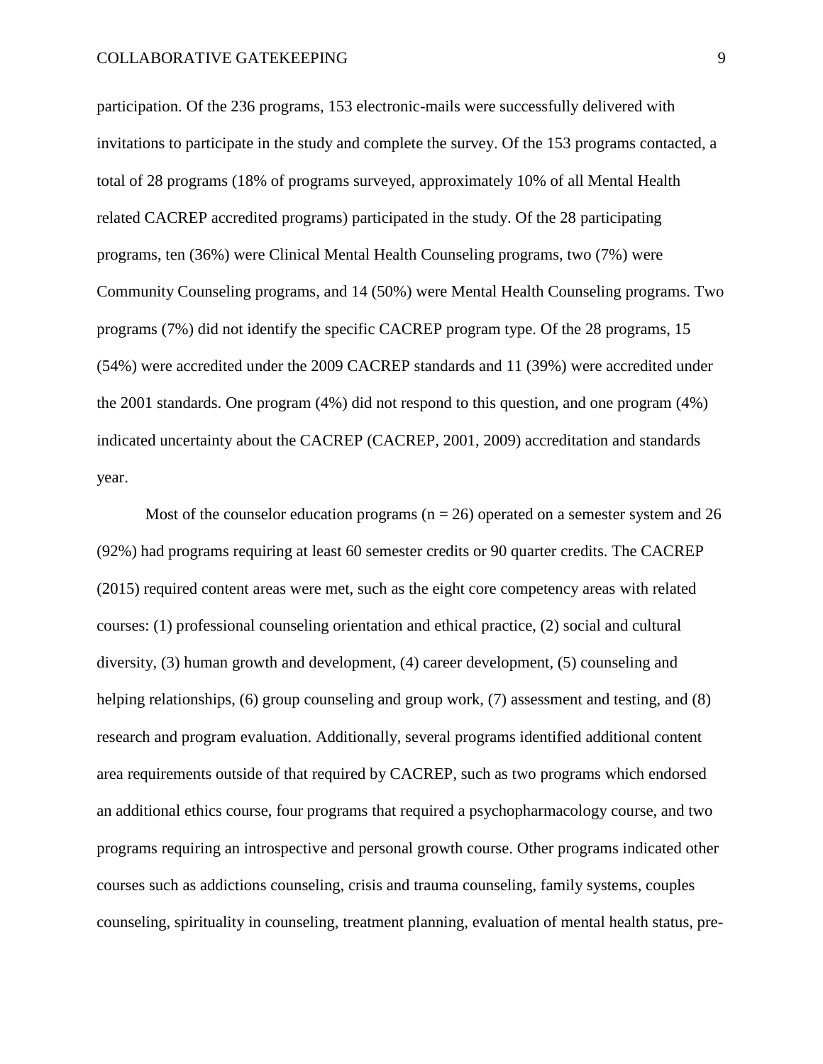participation. Of the 236 programs, 153 electronic-mails were successfully delivered with invitations to participate in the study and complete the survey. Of the 153 programs contacted, a total of 28 programs (18% of programs surveyed, approximately 10% of all Mental Health related CACREP accredited programs) participated in the study. Of the 28 participating programs, ten (36%) were Clinical Mental Health Counseling programs, two (7%) were Community Counseling programs, and 14 (50%) were Mental Health Counseling programs. Two programs (7%) did not identify the specific CACREP program type. Of the 28 programs, 15 (54%) were accredited under the 2009 CACREP standards and 11 (39%) were accredited under the 2001 standards. One program (4%) did not respond to this question, and one program (4%) indicated uncertainty about the CACREP (CACREP, 2001, 2009) accreditation and standards year.

Most of the counselor education programs ($n = 26$) operated on a semester system and 26 (92%) had programs requiring at least 60 semester credits or 90 quarter credits. The CACREP (2015) required content areas were met, such as the eight core competency areas with related courses: (1) professional counseling orientation and ethical practice, (2) social and cultural diversity, (3) human growth and development, (4) career development, (5) counseling and helping relationships, (6) group counseling and group work, (7) assessment and testing, and (8) research and program evaluation. Additionally, several programs identified additional content area requirements outside of that required by CACREP, such as two programs which endorsed an additional ethics course, four programs that required a psychopharmacology course, and two programs requiring an introspective and personal growth course. Other programs indicated other courses such as addictions counseling, crisis and trauma counseling, family systems, couples counseling, spirituality in counseling, treatment planning, evaluation of mental health status, pre-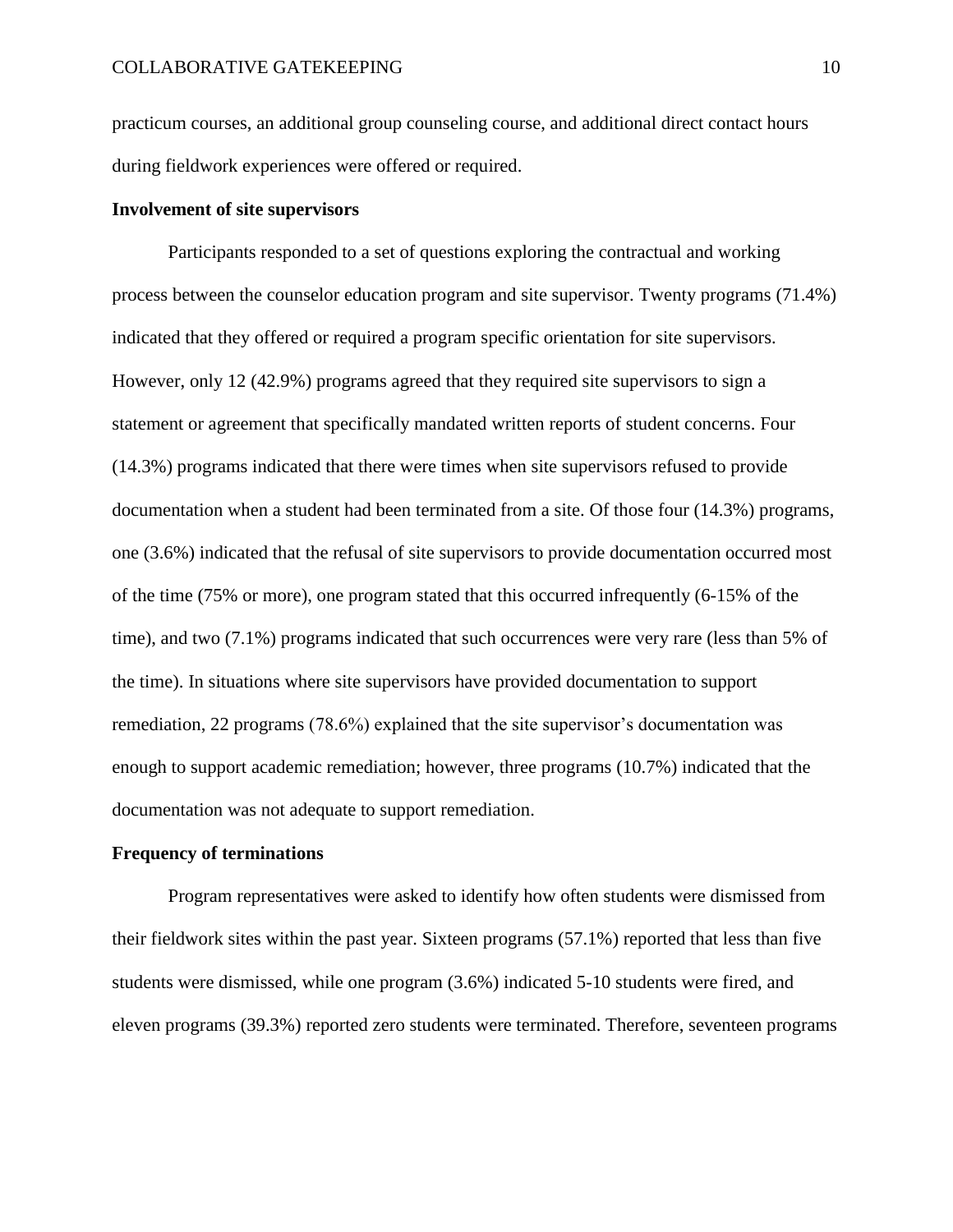practicum courses, an additional group counseling course, and additional direct contact hours during fieldwork experiences were offered or required.

### Involvement of site supervisors

Participants responded to a set of questions exploring the contractual and working process between the counselor education program and site supervisor. Twenty programs (71.4%) indicated that they offered or required a program specific orientation for site supervisors. However, only 12 (42.9%) programs agreed that they required site supervisors to sign a statement or agreement that specifically mandated written reports of student concerns. Four (14.3%) programs indicated that there were times when site supervisors refused to provide documentation when a student had been terminated from a site. Of those four (14.3%) programs, one (3.6%) indicated that the refusal of site supervisors to provide documentation occurred most of the time (75% or more), one program stated that this occurred infrequently (6-15% of the time), and two (7.1%) programs indicated that such occurrences were very rare (less than 5% of the time). In situations where site supervisors have provided documentation to support remediation, 22 programs (78.6%) explained that the site supervisor's documentation was enough to support academic remediation; however, three programs (10.7%) indicated that the documentation was not adequate to support remediation.

### Frequency of terminations

Program representatives were asked to identify how often students were dismissed from their fieldwork sites within the past year. Sixteen programs (57.1%) reported that less than five students were dismissed, while one program (3.6%) indicated 5-10 students were fired, and eleven programs (39.3%) reported zero students were terminated. Therefore, seventeen programs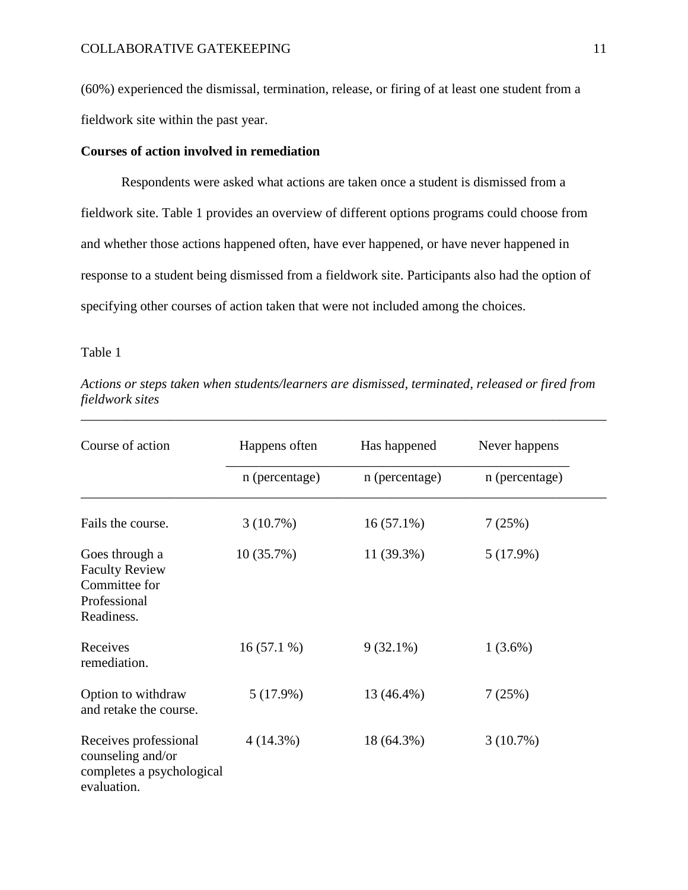(60%) experienced the dismissal, termination, release, or firing of at least one student from a fieldwork site within the past year.

**Courses of action involved in remediation**

Respondents were asked what actions are taken once a student is dismissed from a fieldwork site. Table 1 provides an overview of different options programs could choose from and whether those actions happened often, have ever happened, or have never happened in response to a student being dismissed from a fieldwork site. Participants also had the option of specifying other courses of action taken that were not included among the choices.

Table 1

*Actions or steps taken when students/learners are dismissed, terminated, released or fired from fieldwork sites*

| Course of action | Happens often | Has happened | Never happens |
|---|---|---|---|
| | n (percentage) | n (percentage) | n (percentage) |
| Fails the course. | 3 (10.7%) | 16 (57.1%) | 7 (25%) |
| Goes through a Faculty Review Committee for Professional Readiness. | 10 (35.7%) | 11 (39.3%) | 5 (17.9%) |
| Receives remediation. | 16 (57.1 %) | 9 (32.1%) | 1 (3.6%) |
| Option to withdraw and retake the course. | 5 (17.9%) | 13 (46.4%) | 7 (25%) |
| Receives professional counseling and/or completes a psychological evaluation. | 4 (14.3%) | 18 (64.3%) | 3 (10.7%) |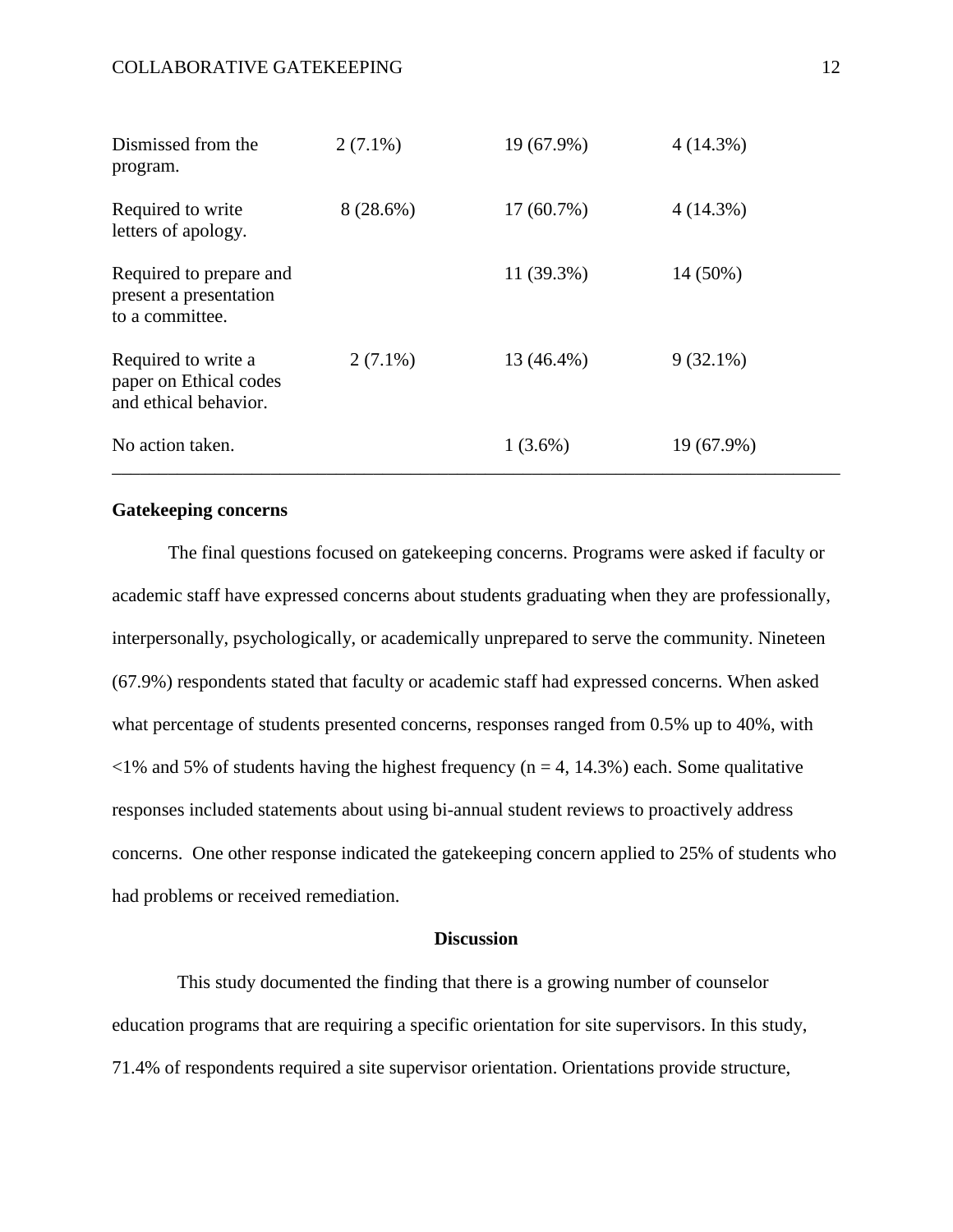| | | | |
|---|---|---|---|
| Dismissed from the program. | 2 (7.1%) | 19 (67.9%) | 4 (14.3%) |
| Required to write letters of apology. | 8 (28.6%) | 17 (60.7%) | 4 (14.3%) |
| Required to prepare and present a presentation to a committee. | | 11 (39.3%) | 14 (50%) |
| Required to write a paper on Ethical codes and ethical behavior. | 2 (7.1%) | 13 (46.4%) | 9 (32.1%) |
| No action taken. | | 1 (3.6%) | 19 (67.9%) |

**Gatekeeping concerns**

The final questions focused on gatekeeping concerns. Programs were asked if faculty or academic staff have expressed concerns about students graduating when they are professionally, interpersonally, psychologically, or academically unprepared to serve the community. Nineteen (67.9%) respondents stated that faculty or academic staff had expressed concerns. When asked what percentage of students presented concerns, responses ranged from 0.5% up to 40%, with <1% and 5% of students having the highest frequency (n = 4, 14.3%) each. Some qualitative responses included statements about using bi-annual student reviews to proactively address concerns. One other response indicated the gatekeeping concern applied to 25% of students who had problems or received remediation.

## Discussion

This study documented the finding that there is a growing number of counselor education programs that are requiring a specific orientation for site supervisors. In this study, 71.4% of respondents required a site supervisor orientation. Orientations provide structure,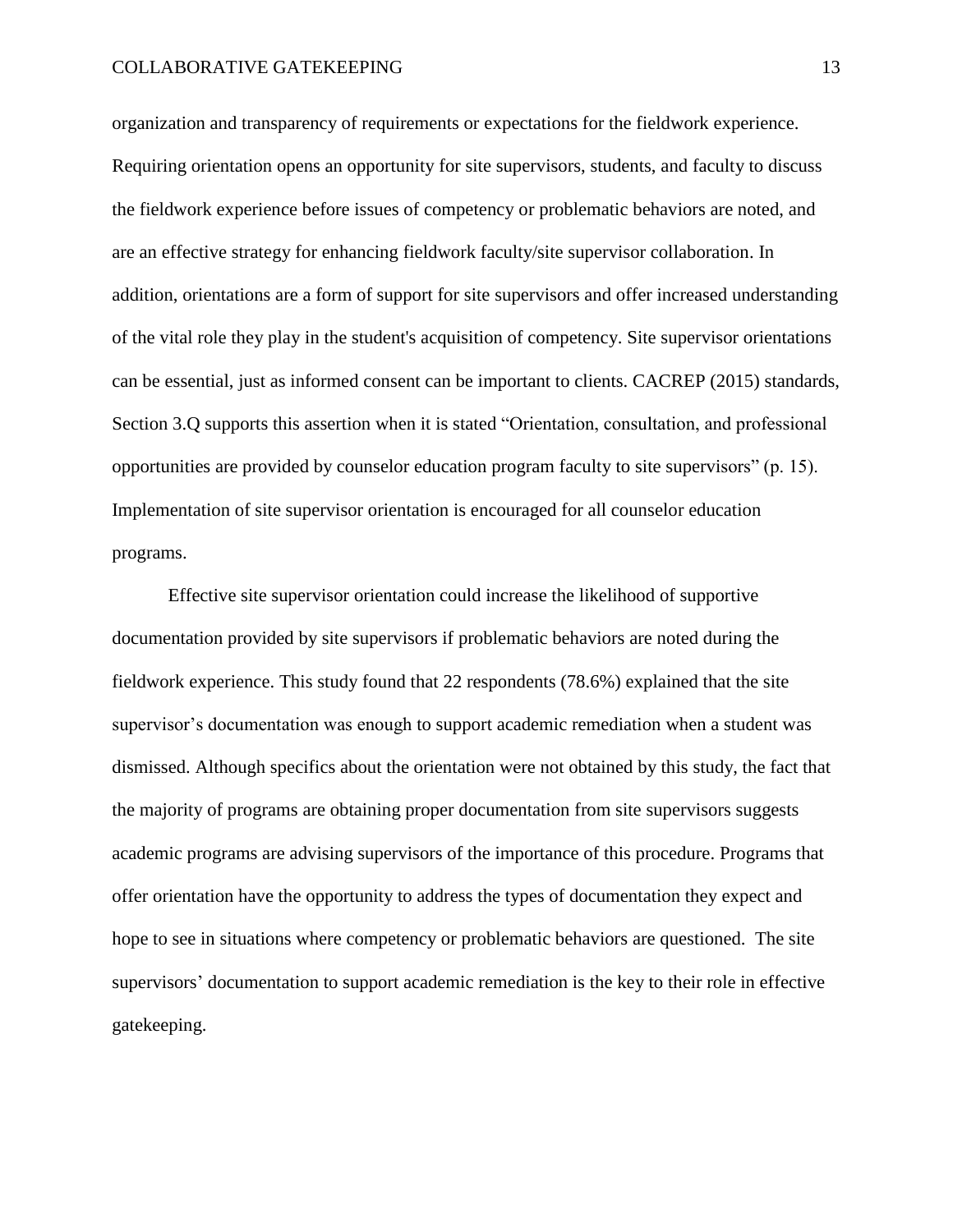organization and transparency of requirements or expectations for the fieldwork experience. Requiring orientation opens an opportunity for site supervisors, students, and faculty to discuss the fieldwork experience before issues of competency or problematic behaviors are noted, and are an effective strategy for enhancing fieldwork faculty/site supervisor collaboration. In addition, orientations are a form of support for site supervisors and offer increased understanding of the vital role they play in the student's acquisition of competency. Site supervisor orientations can be essential, just as informed consent can be important to clients. CACREP (2015) standards, Section 3.Q supports this assertion when it is stated "Orientation, consultation, and professional opportunities are provided by counselor education program faculty to site supervisors" (p. 15). Implementation of site supervisor orientation is encouraged for all counselor education programs.

Effective site supervisor orientation could increase the likelihood of supportive documentation provided by site supervisors if problematic behaviors are noted during the fieldwork experience. This study found that 22 respondents (78.6%) explained that the site supervisor's documentation was enough to support academic remediation when a student was dismissed. Although specifics about the orientation were not obtained by this study, the fact that the majority of programs are obtaining proper documentation from site supervisors suggests academic programs are advising supervisors of the importance of this procedure. Programs that offer orientation have the opportunity to address the types of documentation they expect and hope to see in situations where competency or problematic behaviors are questioned. The site supervisors' documentation to support academic remediation is the key to their role in effective gatekeeping.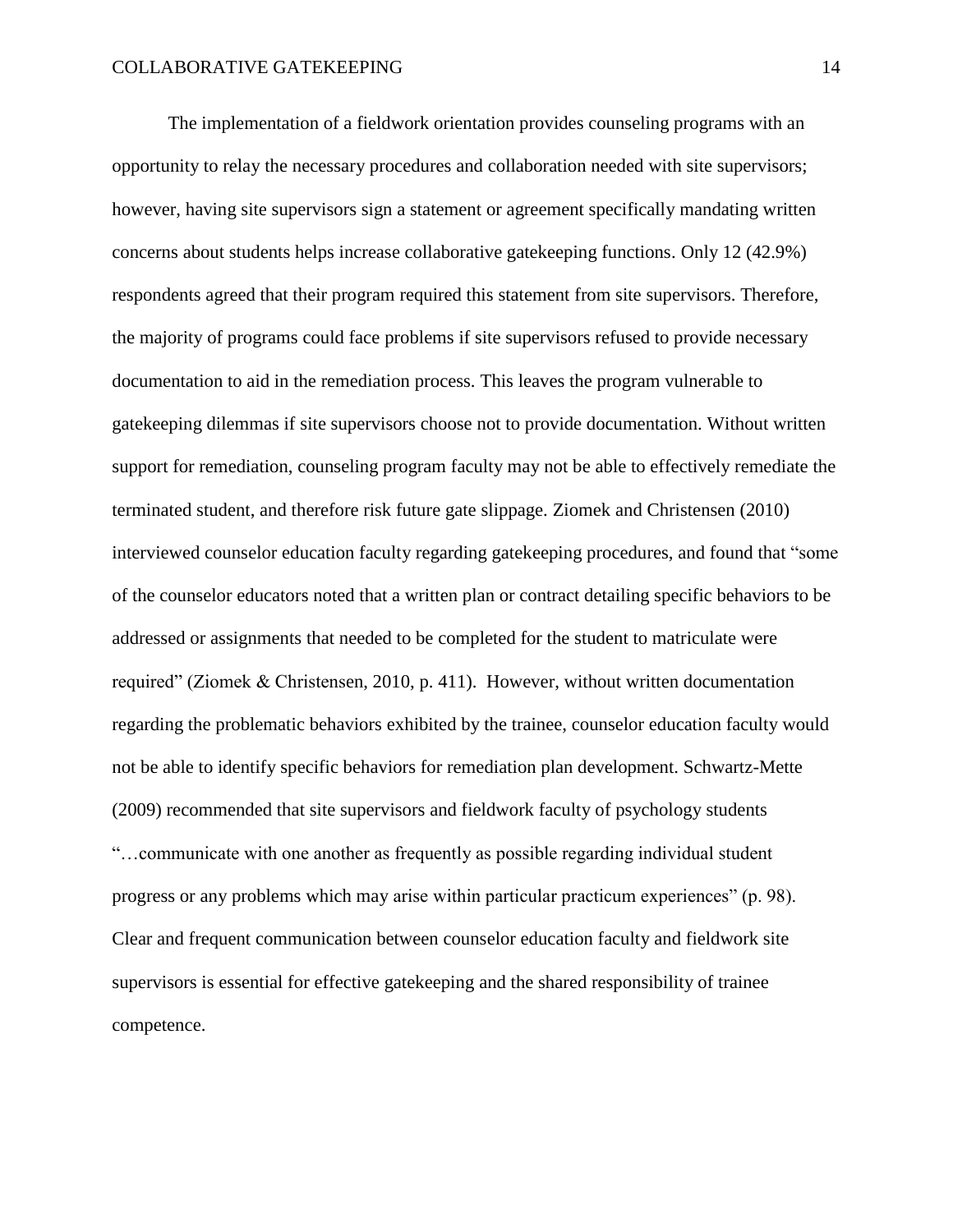The implementation of a fieldwork orientation provides counseling programs with an opportunity to relay the necessary procedures and collaboration needed with site supervisors; however, having site supervisors sign a statement or agreement specifically mandating written concerns about students helps increase collaborative gatekeeping functions. Only 12 (42.9%) respondents agreed that their program required this statement from site supervisors. Therefore, the majority of programs could face problems if site supervisors refused to provide necessary documentation to aid in the remediation process. This leaves the program vulnerable to gatekeeping dilemmas if site supervisors choose not to provide documentation. Without written support for remediation, counseling program faculty may not be able to effectively remediate the terminated student, and therefore risk future gate slippage. Ziomek and Christensen (2010) interviewed counselor education faculty regarding gatekeeping procedures, and found that "some of the counselor educators noted that a written plan or contract detailing specific behaviors to be addressed or assignments that needed to be completed for the student to matriculate were required" (Ziomek & Christensen, 2010, p. 411). However, without written documentation regarding the problematic behaviors exhibited by the trainee, counselor education faculty would not be able to identify specific behaviors for remediation plan development. Schwartz-Mette (2009) recommended that site supervisors and fieldwork faculty of psychology students "…communicate with one another as frequently as possible regarding individual student progress or any problems which may arise within particular practicum experiences" (p. 98). Clear and frequent communication between counselor education faculty and fieldwork site supervisors is essential for effective gatekeeping and the shared responsibility of trainee competence.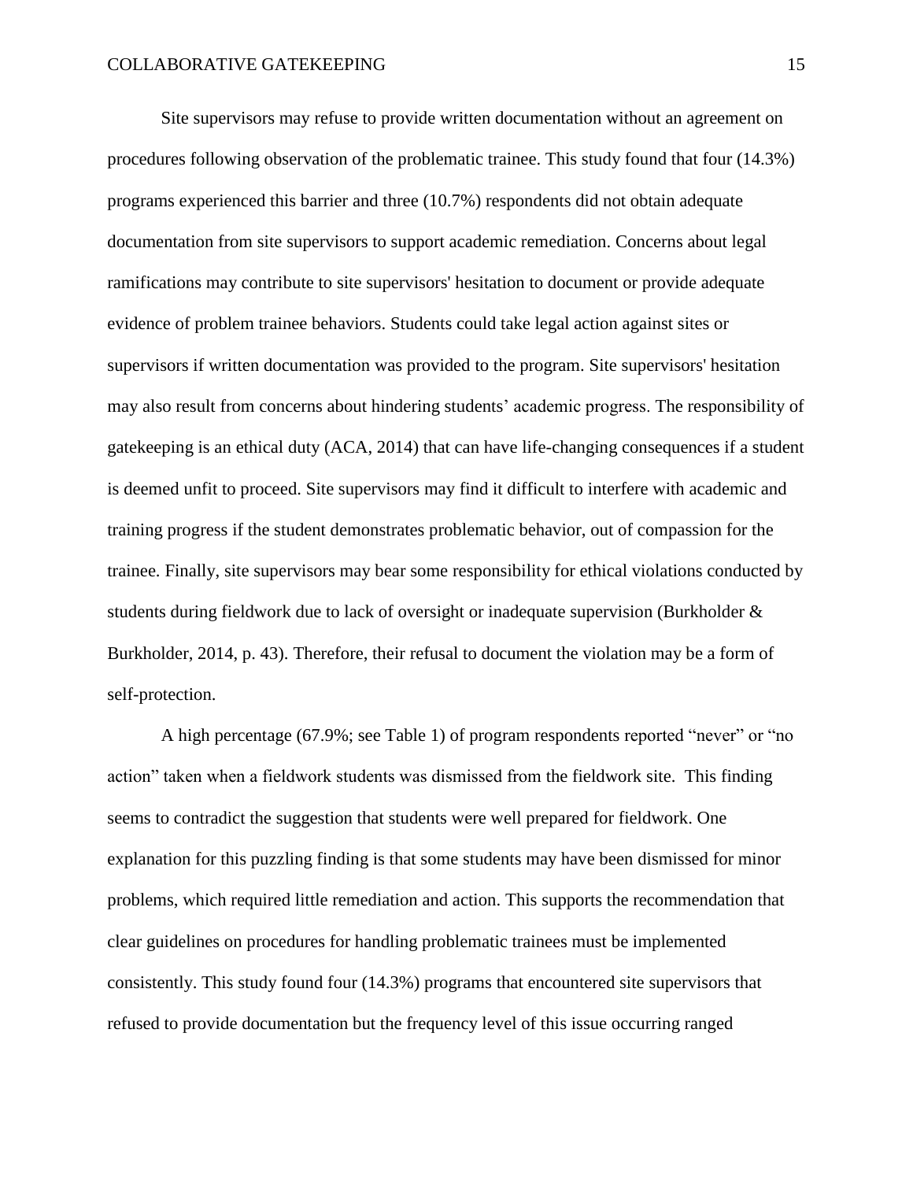Site supervisors may refuse to provide written documentation without an agreement on procedures following observation of the problematic trainee. This study found that four (14.3%) programs experienced this barrier and three (10.7%) respondents did not obtain adequate documentation from site supervisors to support academic remediation. Concerns about legal ramifications may contribute to site supervisors' hesitation to document or provide adequate evidence of problem trainee behaviors. Students could take legal action against sites or supervisors if written documentation was provided to the program. Site supervisors' hesitation may also result from concerns about hindering students' academic progress. The responsibility of gatekeeping is an ethical duty (ACA, 2014) that can have life-changing consequences if a student is deemed unfit to proceed. Site supervisors may find it difficult to interfere with academic and training progress if the student demonstrates problematic behavior, out of compassion for the trainee. Finally, site supervisors may bear some responsibility for ethical violations conducted by students during fieldwork due to lack of oversight or inadequate supervision (Burkholder & Burkholder, 2014, p. 43). Therefore, their refusal to document the violation may be a form of self-protection.

A high percentage (67.9%; see Table 1) of program respondents reported "never" or "no action" taken when a fieldwork students was dismissed from the fieldwork site. This finding seems to contradict the suggestion that students were well prepared for fieldwork. One explanation for this puzzling finding is that some students may have been dismissed for minor problems, which required little remediation and action. This supports the recommendation that clear guidelines on procedures for handling problematic trainees must be implemented consistently. This study found four (14.3%) programs that encountered site supervisors that refused to provide documentation but the frequency level of this issue occurring ranged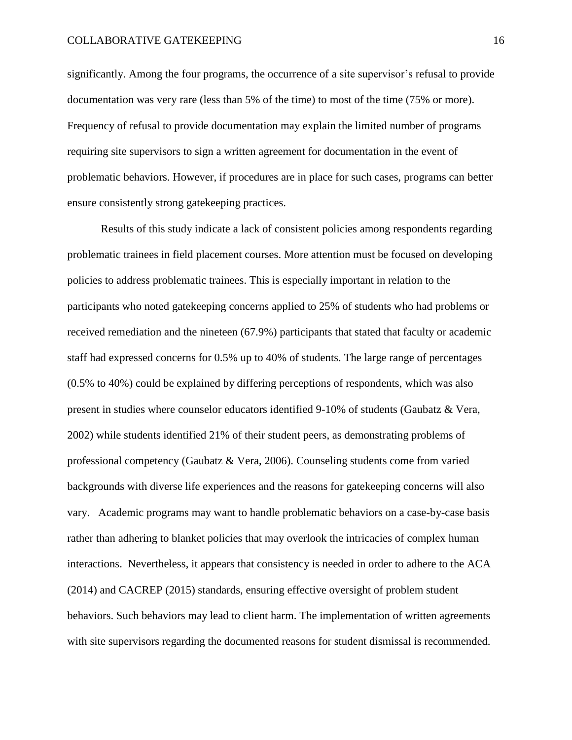significantly. Among the four programs, the occurrence of a site supervisor's refusal to provide documentation was very rare (less than 5% of the time) to most of the time (75% or more). Frequency of refusal to provide documentation may explain the limited number of programs requiring site supervisors to sign a written agreement for documentation in the event of problematic behaviors. However, if procedures are in place for such cases, programs can better ensure consistently strong gatekeeping practices.

Results of this study indicate a lack of consistent policies among respondents regarding problematic trainees in field placement courses. More attention must be focused on developing policies to address problematic trainees. This is especially important in relation to the participants who noted gatekeeping concerns applied to 25% of students who had problems or received remediation and the nineteen (67.9%) participants that stated that faculty or academic staff had expressed concerns for 0.5% up to 40% of students. The large range of percentages (0.5% to 40%) could be explained by differing perceptions of respondents, which was also present in studies where counselor educators identified 9-10% of students (Gaubatz & Vera, 2002) while students identified 21% of their student peers, as demonstrating problems of professional competency (Gaubatz & Vera, 2006). Counseling students come from varied backgrounds with diverse life experiences and the reasons for gatekeeping concerns will also vary. Academic programs may want to handle problematic behaviors on a case-by-case basis rather than adhering to blanket policies that may overlook the intricacies of complex human interactions. Nevertheless, it appears that consistency is needed in order to adhere to the ACA (2014) and CACREP (2015) standards, ensuring effective oversight of problem student behaviors. Such behaviors may lead to client harm. The implementation of written agreements with site supervisors regarding the documented reasons for student dismissal is recommended.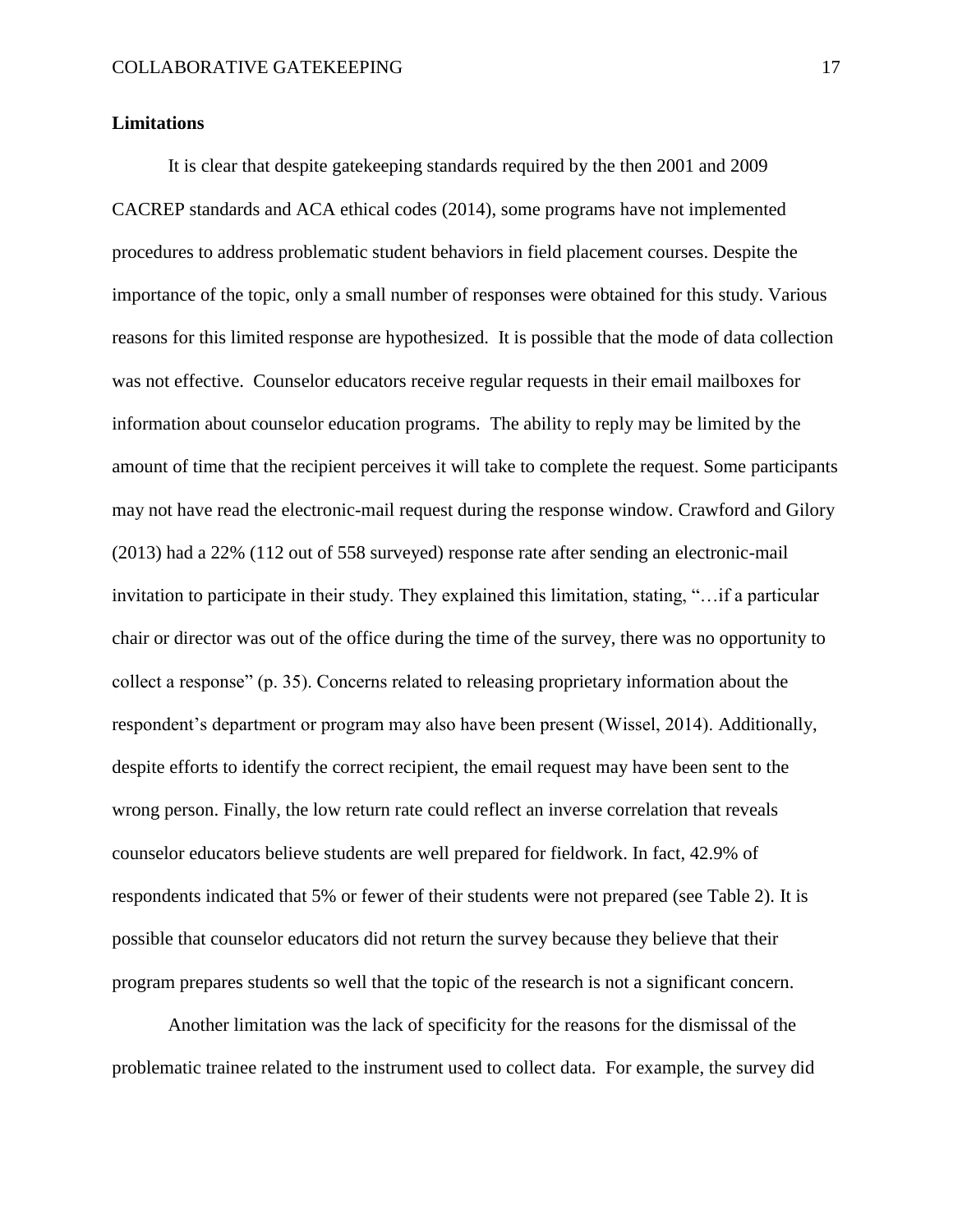**Limitations**

It is clear that despite gatekeeping standards required by the then 2001 and 2009 CACREP standards and ACA ethical codes (2014), some programs have not implemented procedures to address problematic student behaviors in field placement courses. Despite the importance of the topic, only a small number of responses were obtained for this study. Various reasons for this limited response are hypothesized. It is possible that the mode of data collection was not effective. Counselor educators receive regular requests in their email mailboxes for information about counselor education programs. The ability to reply may be limited by the amount of time that the recipient perceives it will take to complete the request. Some participants may not have read the electronic-mail request during the response window. Crawford and Gilory (2013) had a 22% (112 out of 558 surveyed) response rate after sending an electronic-mail invitation to participate in their study. They explained this limitation, stating, "…if a particular chair or director was out of the office during the time of the survey, there was no opportunity to collect a response" (p. 35). Concerns related to releasing proprietary information about the respondent's department or program may also have been present (Wissel, 2014). Additionally, despite efforts to identify the correct recipient, the email request may have been sent to the wrong person. Finally, the low return rate could reflect an inverse correlation that reveals counselor educators believe students are well prepared for fieldwork. In fact, 42.9% of respondents indicated that 5% or fewer of their students were not prepared (see Table 2). It is possible that counselor educators did not return the survey because they believe that their program prepares students so well that the topic of the research is not a significant concern.

Another limitation was the lack of specificity for the reasons for the dismissal of the problematic trainee related to the instrument used to collect data. For example, the survey did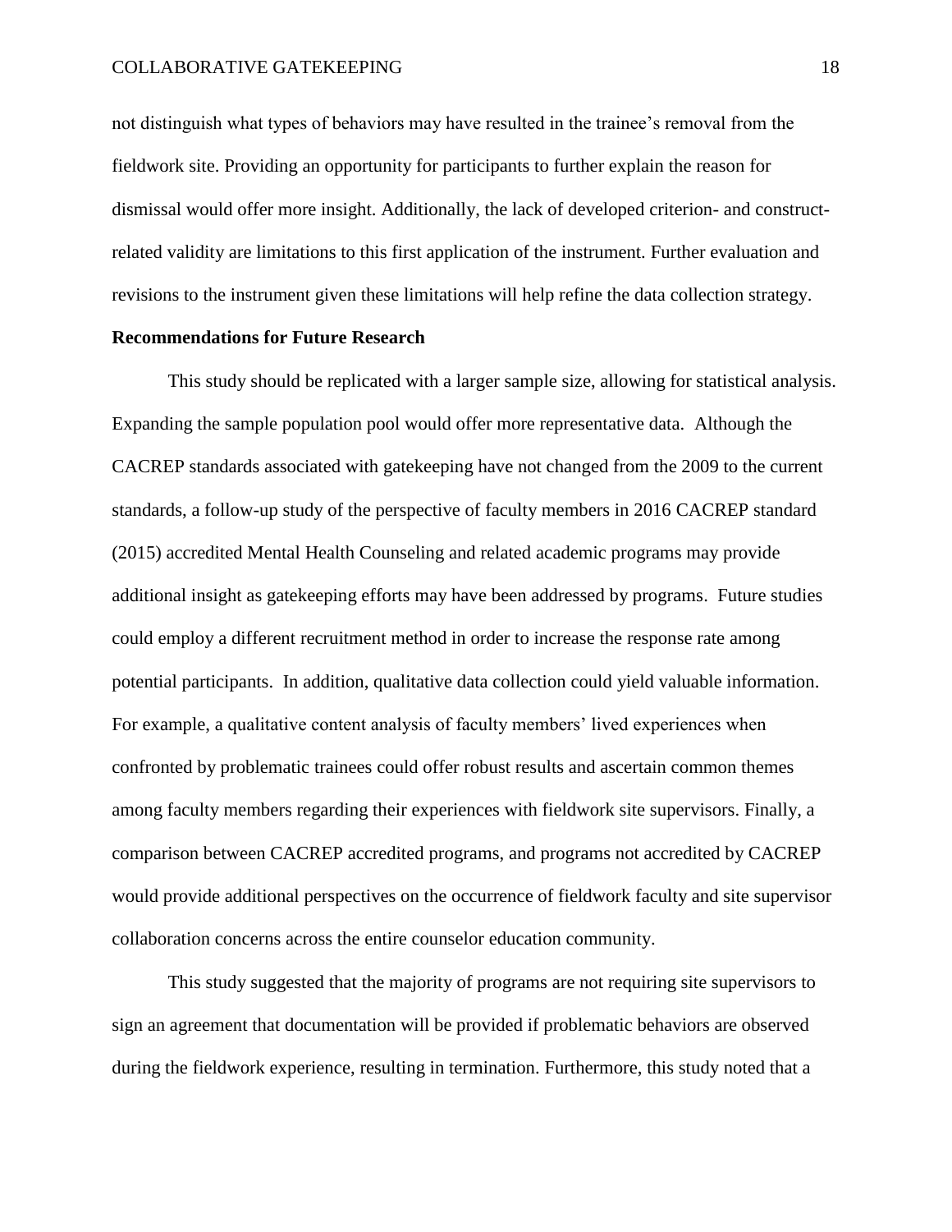not distinguish what types of behaviors may have resulted in the trainee's removal from the fieldwork site. Providing an opportunity for participants to further explain the reason for dismissal would offer more insight. Additionally, the lack of developed criterion- and construct-related validity are limitations to this first application of the instrument. Further evaluation and revisions to the instrument given these limitations will help refine the data collection strategy.

**Recommendations for Future Research**

This study should be replicated with a larger sample size, allowing for statistical analysis. Expanding the sample population pool would offer more representative data. Although the CACREP standards associated with gatekeeping have not changed from the 2009 to the current standards, a follow-up study of the perspective of faculty members in 2016 CACREP standard (2015) accredited Mental Health Counseling and related academic programs may provide additional insight as gatekeeping efforts may have been addressed by programs. Future studies could employ a different recruitment method in order to increase the response rate among potential participants. In addition, qualitative data collection could yield valuable information. For example, a qualitative content analysis of faculty members' lived experiences when confronted by problematic trainees could offer robust results and ascertain common themes among faculty members regarding their experiences with fieldwork site supervisors. Finally, a comparison between CACREP accredited programs, and programs not accredited by CACREP would provide additional perspectives on the occurrence of fieldwork faculty and site supervisor collaboration concerns across the entire counselor education community.

This study suggested that the majority of programs are not requiring site supervisors to sign an agreement that documentation will be provided if problematic behaviors are observed during the fieldwork experience, resulting in termination. Furthermore, this study noted that a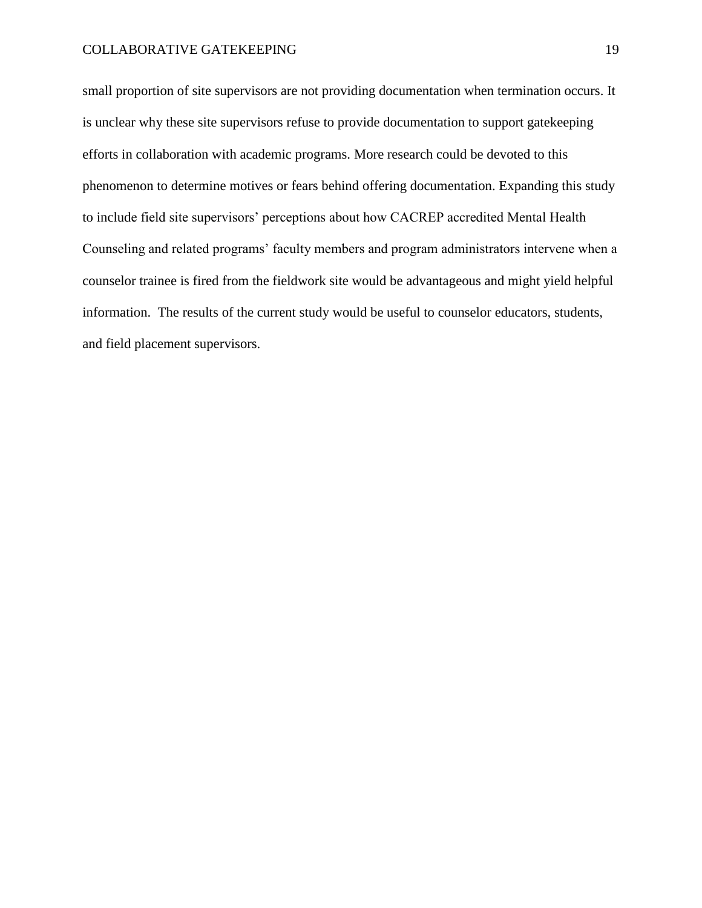small proportion of site supervisors are not providing documentation when termination occurs. It is unclear why these site supervisors refuse to provide documentation to support gatekeeping efforts in collaboration with academic programs. More research could be devoted to this phenomenon to determine motives or fears behind offering documentation. Expanding this study to include field site supervisors' perceptions about how CACREP accredited Mental Health Counseling and related programs' faculty members and program administrators intervene when a counselor trainee is fired from the fieldwork site would be advantageous and might yield helpful information. The results of the current study would be useful to counselor educators, students, and field placement supervisors.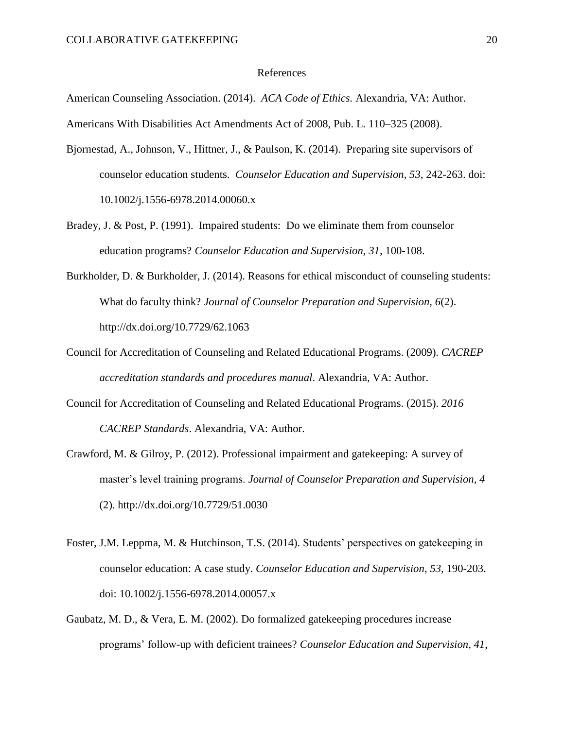# References

American Counseling Association. (2014). *ACA Code of Ethics.* Alexandria, VA: Author.

Americans With Disabilities Act Amendments Act of 2008, Pub. L. 110–325 (2008).

Bjornestad, A., Johnson, V., Hittner, J., & Paulson, K. (2014). Preparing site supervisors of counselor education students. *Counselor Education and Supervision, 53*, 242-263. doi: 10.1002/j.1556-6978.2014.00060.x

Bradey, J. & Post, P. (1991). Impaired students: Do we eliminate them from counselor education programs? *Counselor Education and Supervision, 31,* 100-108.

Burkholder, D. & Burkholder, J. (2014). Reasons for ethical misconduct of counseling students: What do faculty think? *Journal of Counselor Preparation and Supervision, 6*(2). http://dx.doi.org/10.7729/62.1063

Council for Accreditation of Counseling and Related Educational Programs. (2009). *CACREP accreditation standards and procedures manual*. Alexandria, VA: Author.

Council for Accreditation of Counseling and Related Educational Programs. (2015). *2016 CACREP Standards*. Alexandria, VA: Author.

Crawford, M. & Gilroy, P. (2012). Professional impairment and gatekeeping: A survey of master's level training programs. *Journal of Counselor Preparation and Supervision, 4* (2). http://dx.doi.org/10.7729/51.0030

Foster, J.M. Leppma, M. & Hutchinson, T.S. (2014). Students' perspectives on gatekeeping in counselor education: A case study. *Counselor Education and Supervision, 53,* 190-203. doi: 10.1002/j.1556-6978.2014.00057.x

Gaubatz, M. D., & Vera, E. M. (2002). Do formalized gatekeeping procedures increase programs' follow-up with deficient trainees? *Counselor Education and Supervision, 41*,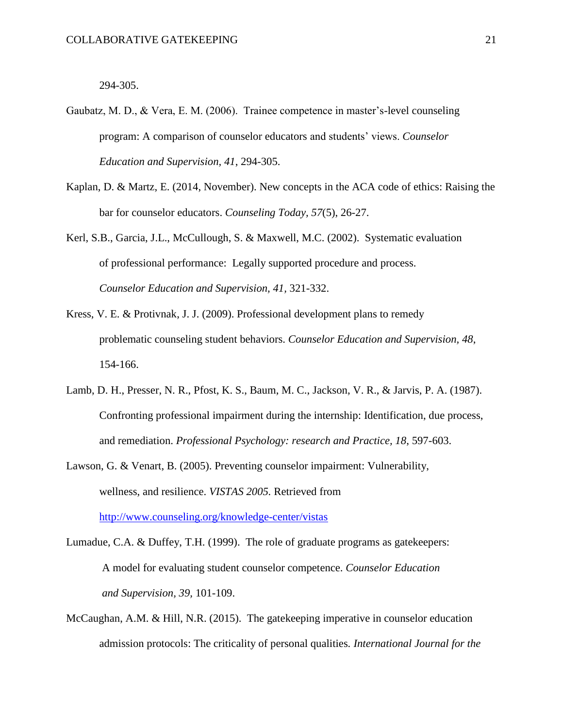294-305.

Gaubatz, M. D., & Vera, E. M. (2006). Trainee competence in master's-level counseling program: A comparison of counselor educators and students' views. *Counselor Education and Supervision, 41*, 294-305.

Kaplan, D. & Martz, E. (2014, November). New concepts in the ACA code of ethics: Raising the bar for counselor educators. *Counseling Today, 57*(5), 26-27.

Kerl, S.B., Garcia, J.L., McCullough, S. & Maxwell, M.C. (2002). Systematic evaluation of professional performance: Legally supported procedure and process. *Counselor Education and Supervision, 41*, 321-332.

Kress, V. E. & Protivnak, J. J. (2009). Professional development plans to remedy problematic counseling student behaviors. *Counselor Education and Supervision, 48*, 154-166.

Lamb, D. H., Presser, N. R., Pfost, K. S., Baum, M. C., Jackson, V. R., & Jarvis, P. A. (1987). Confronting professional impairment during the internship: Identification, due process, and remediation. *Professional Psychology: research and Practice, 18*, 597-603.

Lawson, G. & Venart, B. (2005). Preventing counselor impairment: Vulnerability, wellness, and resilience. *VISTAS 2005.* Retrieved from http://www.counseling.org/knowledge-center/vistas

Lumadue, C.A. & Duffey, T.H. (1999). The role of graduate programs as gatekeepers: A model for evaluating student counselor competence. *Counselor Education and Supervision, 39*, 101-109.

McCaughan, A.M. & Hill, N.R. (2015). The gatekeeping imperative in counselor education admission protocols: The criticality of personal qualities. *International Journal for the*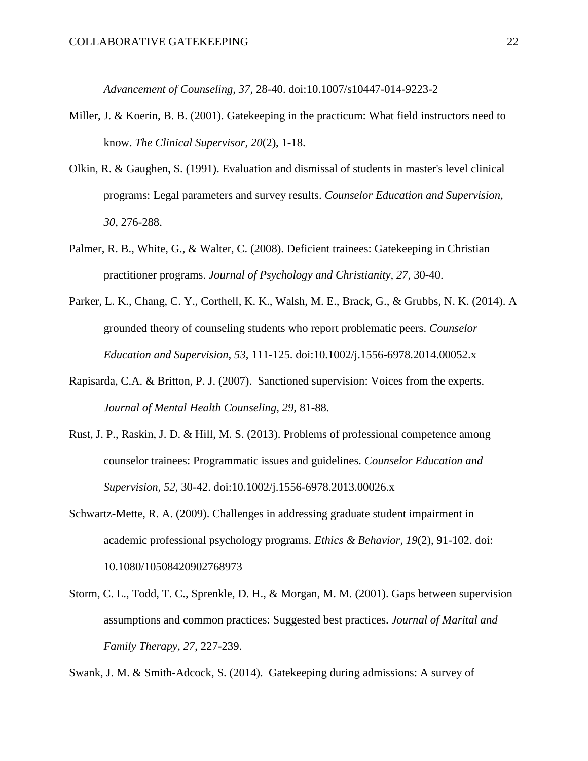*Advancement of Counseling, 37,* 28-40. doi:10.1007/s10447-014-9223-2

Miller, J. & Koerin, B. B. (2001). Gatekeeping in the practicum: What field instructors need to know. *The Clinical Supervisor, 20*(2), 1-18.

Olkin, R. & Gaughen, S. (1991). Evaluation and dismissal of students in master's level clinical programs: Legal parameters and survey results. *Counselor Education and Supervision, 30*, 276-288.

Palmer, R. B., White, G., & Walter, C. (2008). Deficient trainees: Gatekeeping in Christian practitioner programs. *Journal of Psychology and Christianity, 27*, 30-40.

Parker, L. K., Chang, C. Y., Corthell, K. K., Walsh, M. E., Brack, G., & Grubbs, N. K. (2014). A grounded theory of counseling students who report problematic peers. *Counselor Education and Supervision, 53*, 111-125. doi:10.1002/j.1556-6978.2014.00052.x

Rapisarda, C.A. & Britton, P. J. (2007). Sanctioned supervision: Voices from the experts. *Journal of Mental Health Counseling, 29*, 81-88.

Rust, J. P., Raskin, J. D. & Hill, M. S. (2013). Problems of professional competence among counselor trainees: Programmatic issues and guidelines. *Counselor Education and Supervision, 52*, 30-42. doi:10.1002/j.1556-6978.2013.00026.x

Schwartz-Mette, R. A. (2009). Challenges in addressing graduate student impairment in academic professional psychology programs. *Ethics & Behavior, 19*(2), 91-102. doi: 10.1080/10508420902768973

Storm, C. L., Todd, T. C., Sprenkle, D. H., & Morgan, M. M. (2001). Gaps between supervision assumptions and common practices: Suggested best practices. *Journal of Marital and Family Therapy, 27*, 227-239.

Swank, J. M. & Smith-Adcock, S. (2014). Gatekeeping during admissions: A survey of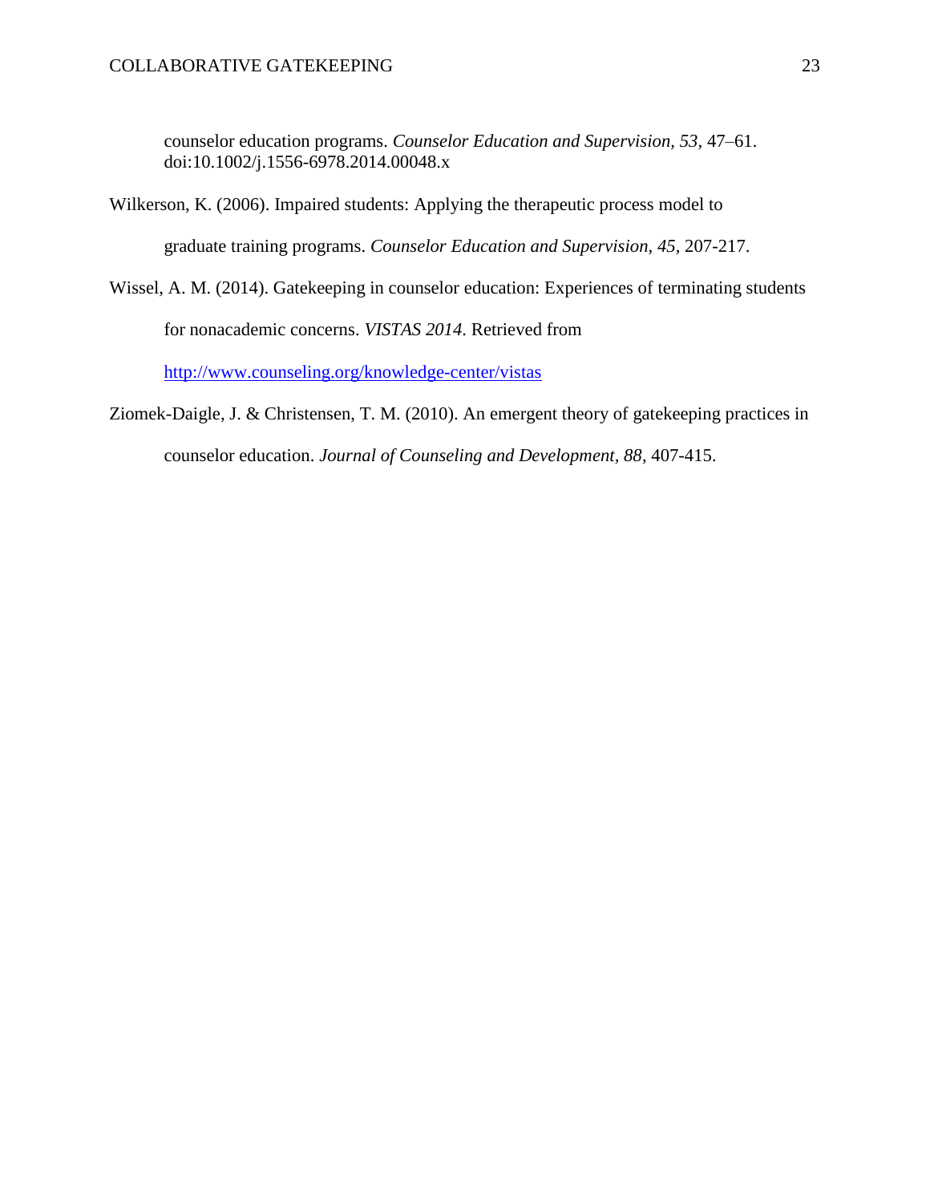counselor education programs. *Counselor Education and Supervision, 53,* 47–61. doi:10.1002/j.1556-6978.2014.00048.x

Wilkerson, K. (2006). Impaired students: Applying the therapeutic process model to graduate training programs. *Counselor Education and Supervision, 45*, 207-217.

Wissel, A. M. (2014). Gatekeeping in counselor education: Experiences of terminating students for nonacademic concerns. *VISTAS 2014.* Retrieved from http://www.counseling.org/knowledge-center/vistas

Ziomek-Daigle, J. & Christensen, T. M. (2010). An emergent theory of gatekeeping practices in counselor education. *Journal of Counseling and Development, 88*, 407-415.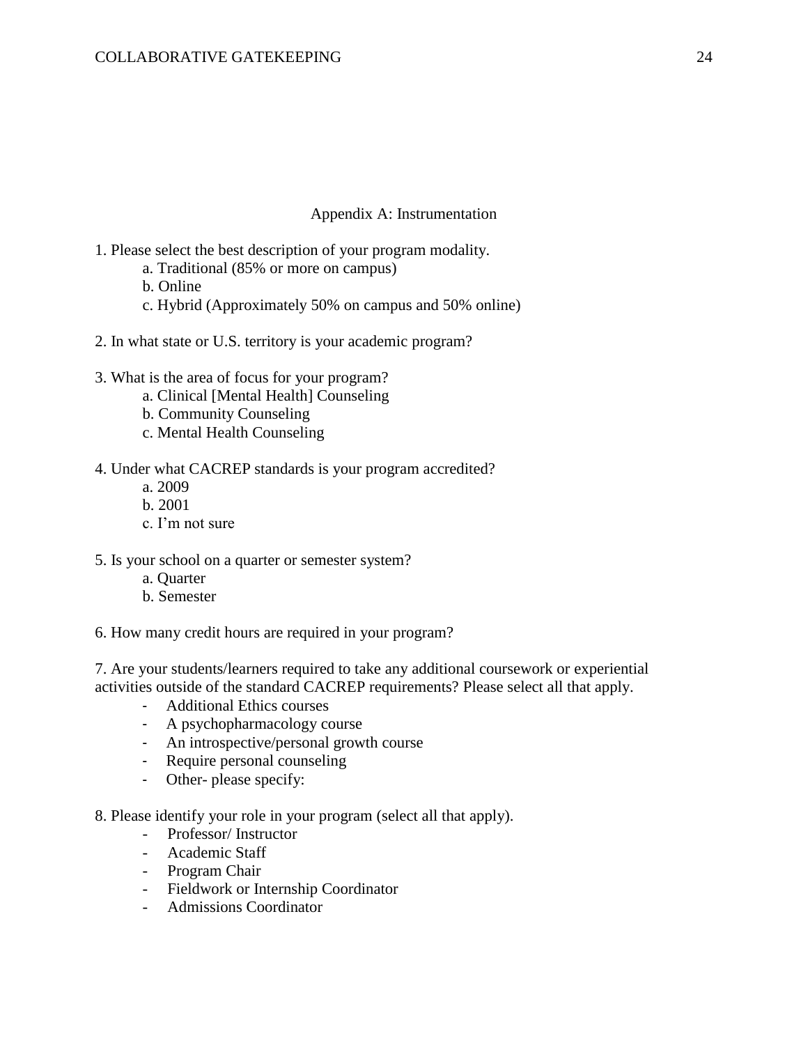## Appendix A: Instrumentation

1. Please select the best description of your program modality.
    a. Traditional (85% or more on campus)
    b. Online
    c. Hybrid (Approximately 50% on campus and 50% online)

2. In what state or U.S. territory is your academic program?

3. What is the area of focus for your program?
    a. Clinical [Mental Health] Counseling
    b. Community Counseling
    c. Mental Health Counseling

4. Under what CACREP standards is your program accredited?
    a. 2009
    b. 2001
    c. I'm not sure

5. Is your school on a quarter or semester system?
    a. Quarter
    b. Semester

6. How many credit hours are required in your program?

7. Are your students/learners required to take any additional coursework or experiential activities outside of the standard CACREP requirements? Please select all that apply.
    - Additional Ethics courses
    - A psychopharmacology course
    - An introspective/personal growth course
    - Require personal counseling
    - Other- please specify:

8. Please identify your role in your program (select all that apply).
    - Professor/ Instructor
    - Academic Staff
    - Program Chair
    - Fieldwork or Internship Coordinator
    - Admissions Coordinator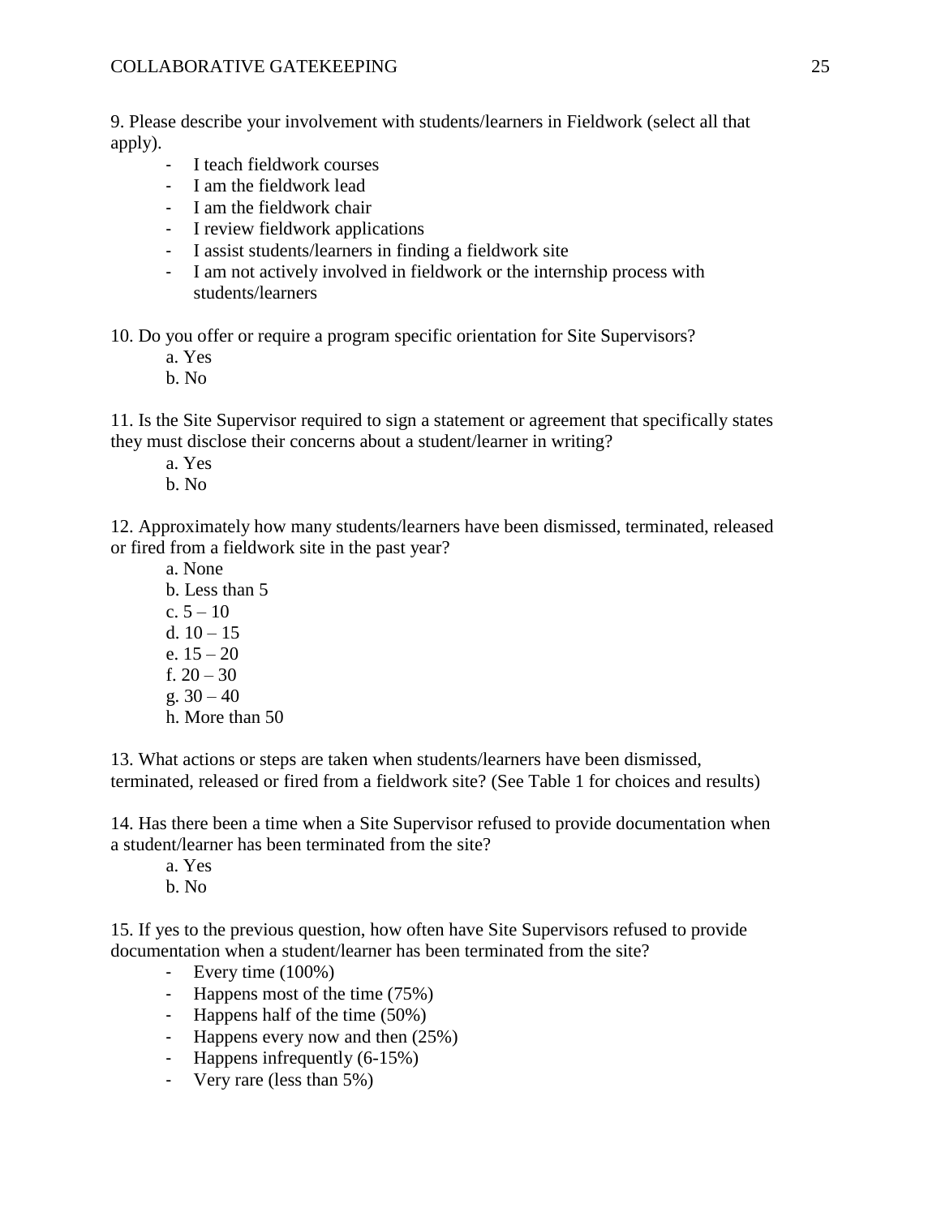9. Please describe your involvement with students/learners in Fieldwork (select all that apply).

- I teach fieldwork courses
- I am the fieldwork lead
- I am the fieldwork chair
- I review fieldwork applications
- I assist students/learners in finding a fieldwork site
- I am not actively involved in fieldwork or the internship process with students/learners

10. Do you offer or require a program specific orientation for Site Supervisors?

a. Yes
b. No

11. Is the Site Supervisor required to sign a statement or agreement that specifically states they must disclose their concerns about a student/learner in writing?

a. Yes
b. No

12. Approximately how many students/learners have been dismissed, terminated, released or fired from a fieldwork site in the past year?

a. None
b. Less than 5
c. 5 – 10
d. 10 – 15
e. 15 – 20
f. 20 – 30
g. 30 – 40
h. More than 50

13. What actions or steps are taken when students/learners have been dismissed, terminated, released or fired from a fieldwork site? (See Table 1 for choices and results)

14. Has there been a time when a Site Supervisor refused to provide documentation when a student/learner has been terminated from the site?

a. Yes
b. No

15. If yes to the previous question, how often have Site Supervisors refused to provide documentation when a student/learner has been terminated from the site?

- Every time (100%)
- Happens most of the time (75%)
- Happens half of the time (50%)
- Happens every now and then (25%)
- Happens infrequently (6-15%)
- Very rare (less than 5%)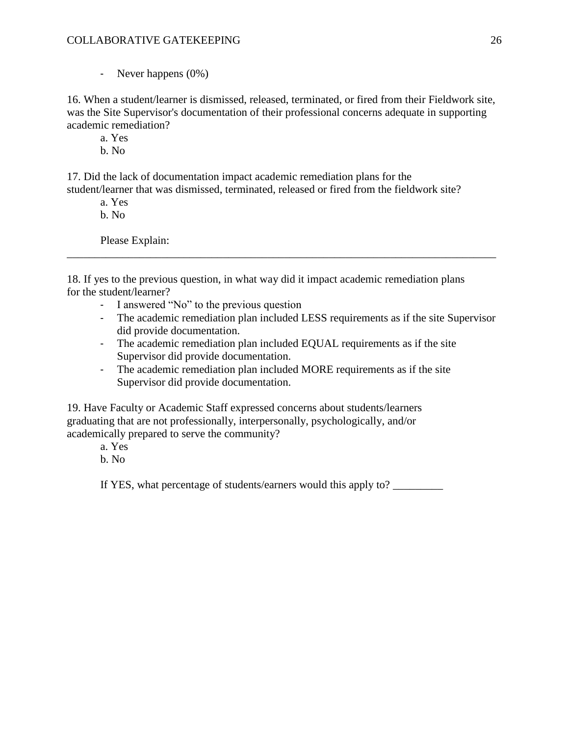- Never happens (0%)

16. When a student/learner is dismissed, released, terminated, or fired from their Fieldwork site, was the Site Supervisor's documentation of their professional concerns adequate in supporting academic remediation?

    a. Yes
    b. No

17. Did the lack of documentation impact academic remediation plans for the student/learner that was dismissed, terminated, released or fired from the fieldwork site?

    a. Yes
    b. No

    Please Explain:

______________________________________________________________________________

18. If yes to the previous question, in what way did it impact academic remediation plans for the student/learner?

    - I answered "No" to the previous question
    - The academic remediation plan included LESS requirements as if the site Supervisor did provide documentation.
    - The academic remediation plan included EQUAL requirements as if the site Supervisor did provide documentation.
    - The academic remediation plan included MORE requirements as if the site Supervisor did provide documentation.

19. Have Faculty or Academic Staff expressed concerns about students/learners graduating that are not professionally, interpersonally, psychologically, and/or academically prepared to serve the community?

    a. Yes
    b. No

    If YES, what percentage of students/earners would this apply to? _________